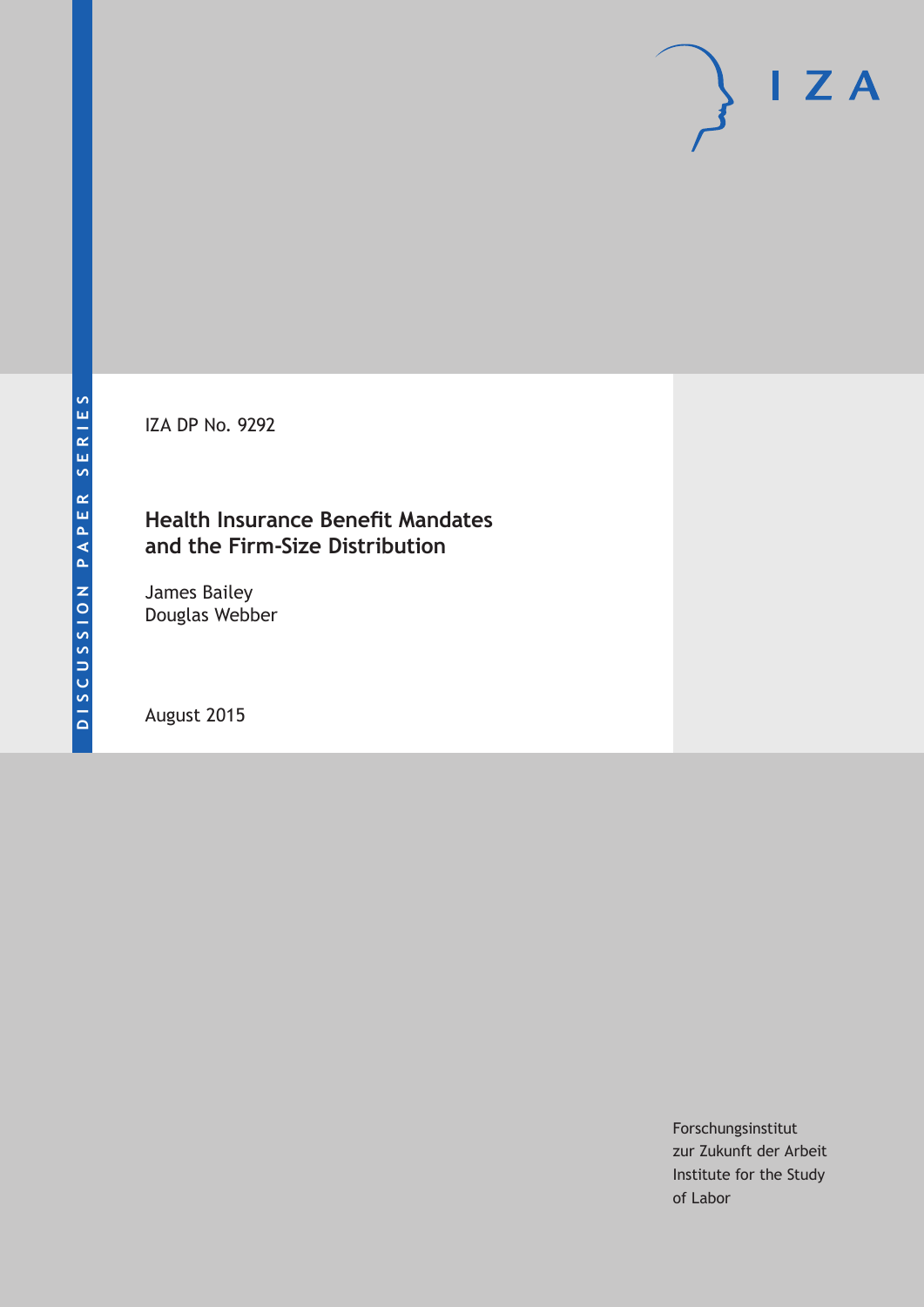DISCUSSION PAPER SERIES

IZA

IZA DP No. 9292

# Health Insurance Benefit Mandates and the Firm-Size Distribution

James Bailey
Douglas Webber

August 2015

Forschungsinstitut
zur Zukunft der Arbeit
Institute for the Study
of Labor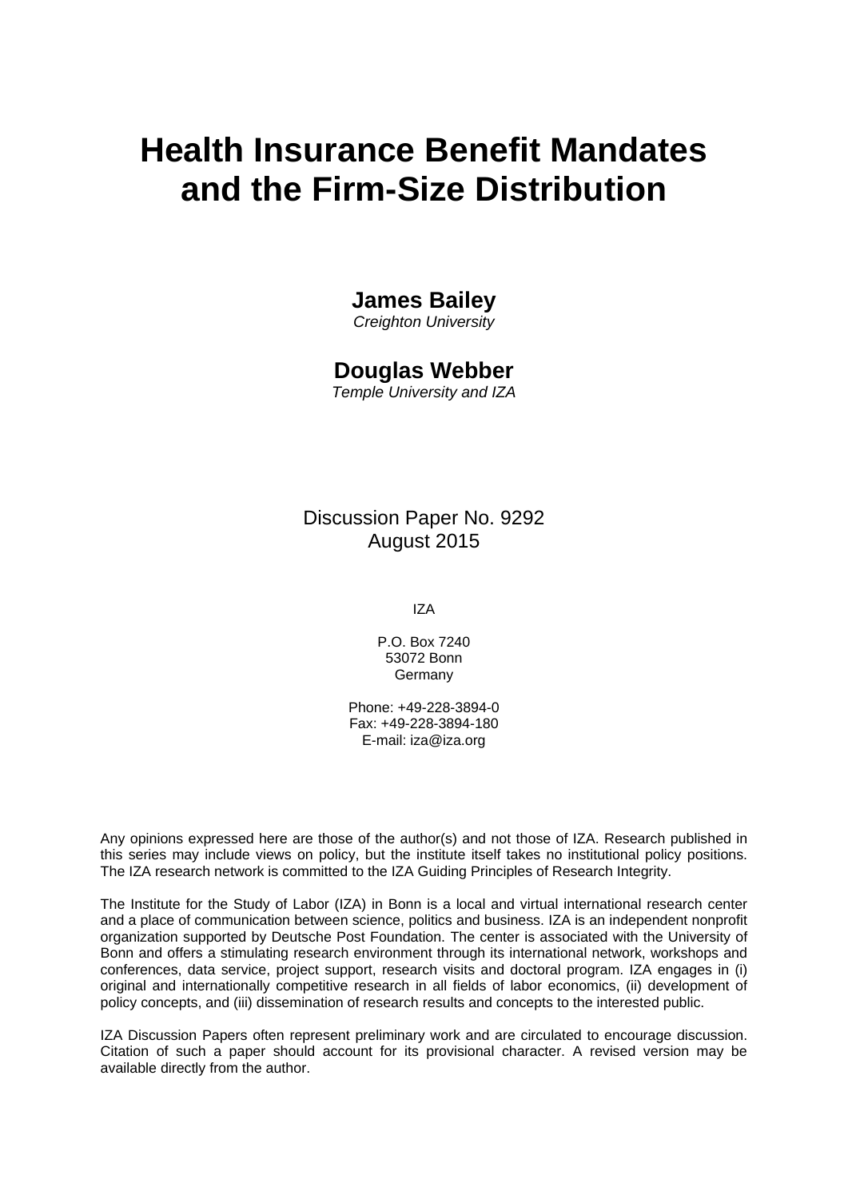# Health Insurance Benefit Mandates and the Firm-Size Distribution

**James Bailey**
*Creighton University*

**Douglas Webber**
*Temple University and IZA*

Discussion Paper No. 9292
August 2015

IZA

P.O. Box 7240
53072 Bonn
Germany

Phone: +49-228-3894-0
Fax: +49-228-3894-180
E-mail: iza@iza.org

Any opinions expressed here are those of the author(s) and not those of IZA. Research published in this series may include views on policy, but the institute itself takes no institutional policy positions. The IZA research network is committed to the IZA Guiding Principles of Research Integrity.

The Institute for the Study of Labor (IZA) in Bonn is a local and virtual international research center and a place of communication between science, politics and business. IZA is an independent nonprofit organization supported by Deutsche Post Foundation. The center is associated with the University of Bonn and offers a stimulating research environment through its international network, workshops and conferences, data service, project support, research visits and doctoral program. IZA engages in (i) original and internationally competitive research in all fields of labor economics, (ii) development of policy concepts, and (iii) dissemination of research results and concepts to the interested public.

IZA Discussion Papers often represent preliminary work and are circulated to encourage discussion. Citation of such a paper should account for its provisional character. A revised version may be available directly from the author.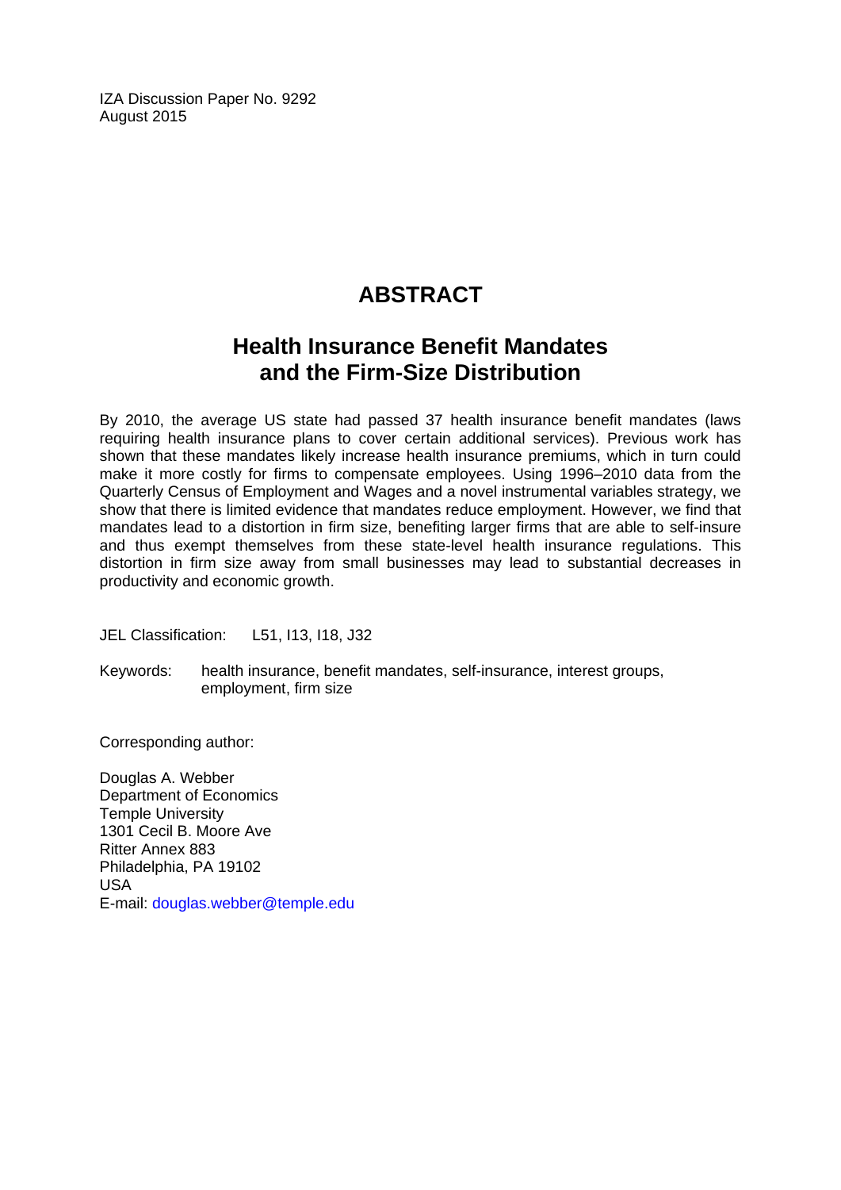IZA Discussion Paper No. 9292
August 2015

# ABSTRACT

## Health Insurance Benefit Mandates and the Firm-Size Distribution

By 2010, the average US state had passed 37 health insurance benefit mandates (laws requiring health insurance plans to cover certain additional services). Previous work has shown that these mandates likely increase health insurance premiums, which in turn could make it more costly for firms to compensate employees. Using 1996–2010 data from the Quarterly Census of Employment and Wages and a novel instrumental variables strategy, we show that there is limited evidence that mandates reduce employment. However, we find that mandates lead to a distortion in firm size, benefiting larger firms that are able to self-insure and thus exempt themselves from these state-level health insurance regulations. This distortion in firm size away from small businesses may lead to substantial decreases in productivity and economic growth.

JEL Classification: L51, I13, I18, J32

Keywords: health insurance, benefit mandates, self-insurance, interest groups, employment, firm size

Corresponding author:

Douglas A. Webber
Department of Economics
Temple University
1301 Cecil B. Moore Ave
Ritter Annex 883
Philadelphia, PA 19102
USA
E-mail: douglas.webber@temple.edu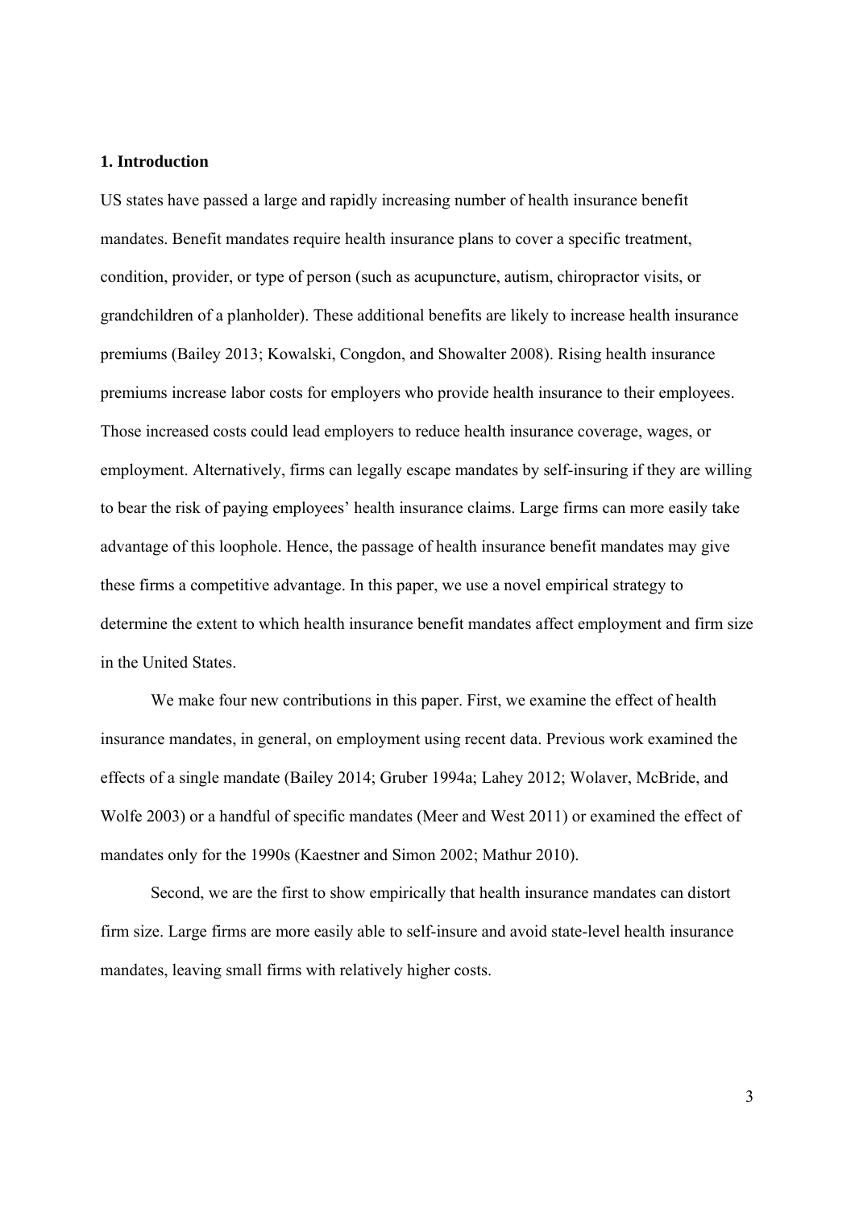## 1. Introduction

US states have passed a large and rapidly increasing number of health insurance benefit mandates. Benefit mandates require health insurance plans to cover a specific treatment, condition, provider, or type of person (such as acupuncture, autism, chiropractor visits, or grandchildren of a planholder). These additional benefits are likely to increase health insurance premiums (Bailey 2013; Kowalski, Congdon, and Showalter 2008). Rising health insurance premiums increase labor costs for employers who provide health insurance to their employees. Those increased costs could lead employers to reduce health insurance coverage, wages, or employment. Alternatively, firms can legally escape mandates by self-insuring if they are willing to bear the risk of paying employees' health insurance claims. Large firms can more easily take advantage of this loophole. Hence, the passage of health insurance benefit mandates may give these firms a competitive advantage. In this paper, we use a novel empirical strategy to determine the extent to which health insurance benefit mandates affect employment and firm size in the United States.

We make four new contributions in this paper. First, we examine the effect of health insurance mandates, in general, on employment using recent data. Previous work examined the effects of a single mandate (Bailey 2014; Gruber 1994a; Lahey 2012; Wolaver, McBride, and Wolfe 2003) or a handful of specific mandates (Meer and West 2011) or examined the effect of mandates only for the 1990s (Kaestner and Simon 2002; Mathur 2010).

Second, we are the first to show empirically that health insurance mandates can distort firm size. Large firms are more easily able to self-insure and avoid state-level health insurance mandates, leaving small firms with relatively higher costs.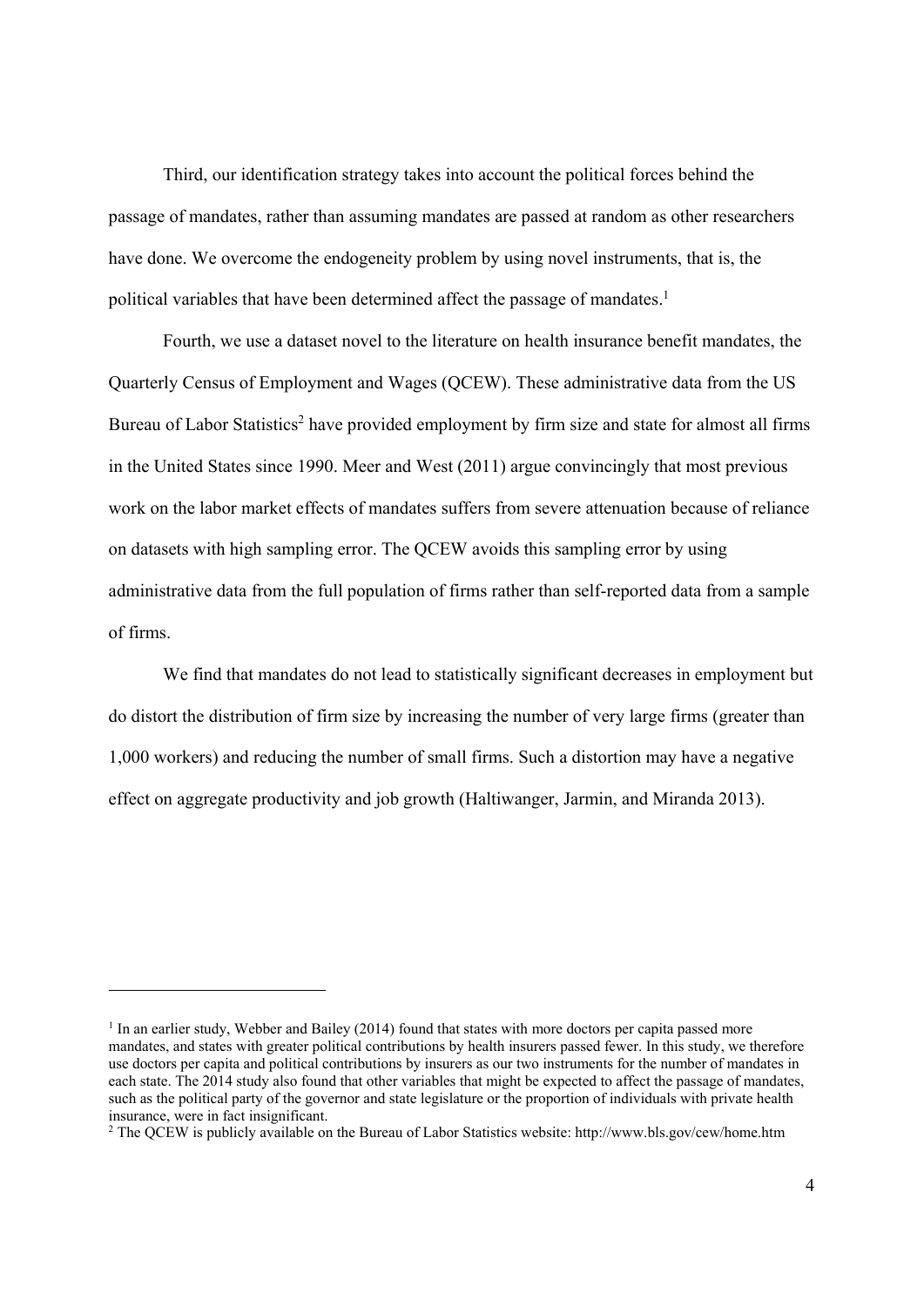Third, our identification strategy takes into account the political forces behind the passage of mandates, rather than assuming mandates are passed at random as other researchers have done. We overcome the endogeneity problem by using novel instruments, that is, the political variables that have been determined affect the passage of mandates.[1]

Fourth, we use a dataset novel to the literature on health insurance benefit mandates, the Quarterly Census of Employment and Wages (QCEW). These administrative data from the US Bureau of Labor Statistics[2] have provided employment by firm size and state for almost all firms in the United States since 1990. Meer and West (2011) argue convincingly that most previous work on the labor market effects of mandates suffers from severe attenuation because of reliance on datasets with high sampling error. The QCEW avoids this sampling error by using administrative data from the full population of firms rather than self-reported data from a sample of firms.

We find that mandates do not lead to statistically significant decreases in employment but do distort the distribution of firm size by increasing the number of very large firms (greater than 1,000 workers) and reducing the number of small firms. Such a distortion may have a negative effect on aggregate productivity and job growth (Haltiwanger, Jarmin, and Miranda 2013).

---

[1] In an earlier study, Webber and Bailey (2014) found that states with more doctors per capita passed more mandates, and states with greater political contributions by health insurers passed fewer. In this study, we therefore use doctors per capita and political contributions by insurers as our two instruments for the number of mandates in each state. The 2014 study also found that other variables that might be expected to affect the passage of mandates, such as the political party of the governor and state legislature or the proportion of individuals with private health insurance, were in fact insignificant.

[2] The QCEW is publicly available on the Bureau of Labor Statistics website: http://www.bls.gov/cew/home.htm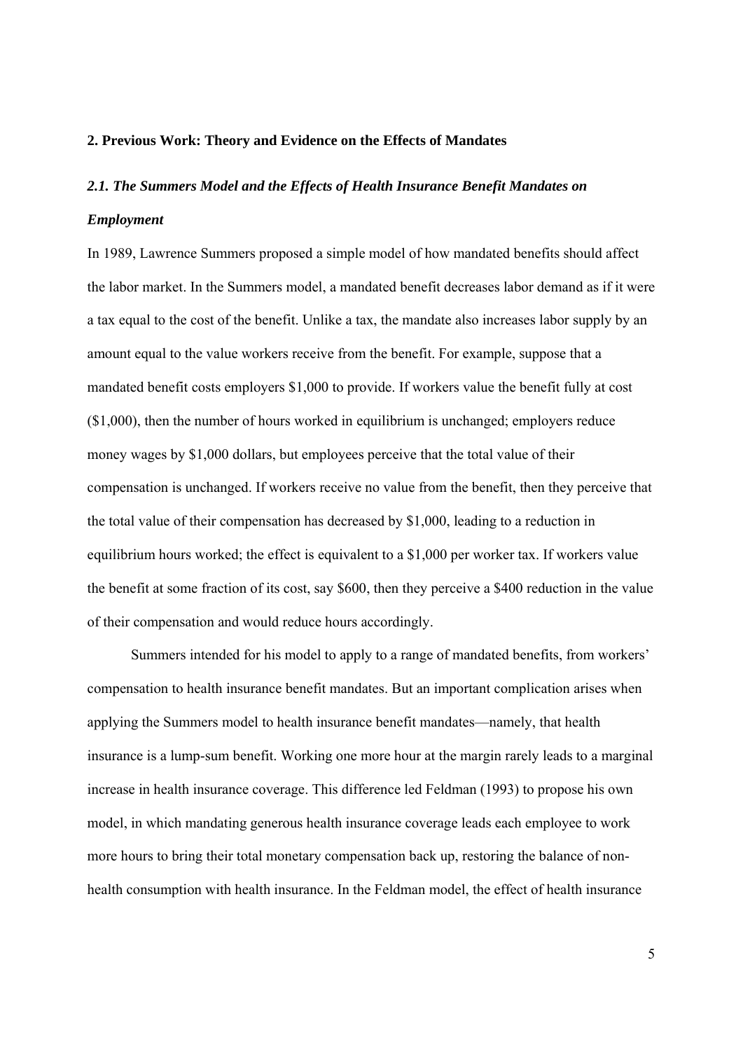## 2. Previous Work: Theory and Evidence on the Effects of Mandates

### *2.1. The Summers Model and the Effects of Health Insurance Benefit Mandates on Employment*

In 1989, Lawrence Summers proposed a simple model of how mandated benefits should affect the labor market. In the Summers model, a mandated benefit decreases labor demand as if it were a tax equal to the cost of the benefit. Unlike a tax, the mandate also increases labor supply by an amount equal to the value workers receive from the benefit. For example, suppose that a mandated benefit costs employers $1,000 to provide. If workers value the benefit fully at cost ($1,000), then the number of hours worked in equilibrium is unchanged; employers reduce money wages by $1,000 dollars, but employees perceive that the total value of their compensation is unchanged. If workers receive no value from the benefit, then they perceive that the total value of their compensation has decreased by $1,000, leading to a reduction in equilibrium hours worked; the effect is equivalent to a $1,000 per worker tax. If workers value the benefit at some fraction of its cost, say $600, then they perceive a $400 reduction in the value of their compensation and would reduce hours accordingly.

Summers intended for his model to apply to a range of mandated benefits, from workers' compensation to health insurance benefit mandates. But an important complication arises when applying the Summers model to health insurance benefit mandates—namely, that health insurance is a lump-sum benefit. Working one more hour at the margin rarely leads to a marginal increase in health insurance coverage. This difference led Feldman (1993) to propose his own model, in which mandating generous health insurance coverage leads each employee to work more hours to bring their total monetary compensation back up, restoring the balance of non-health consumption with health insurance. In the Feldman model, the effect of health insurance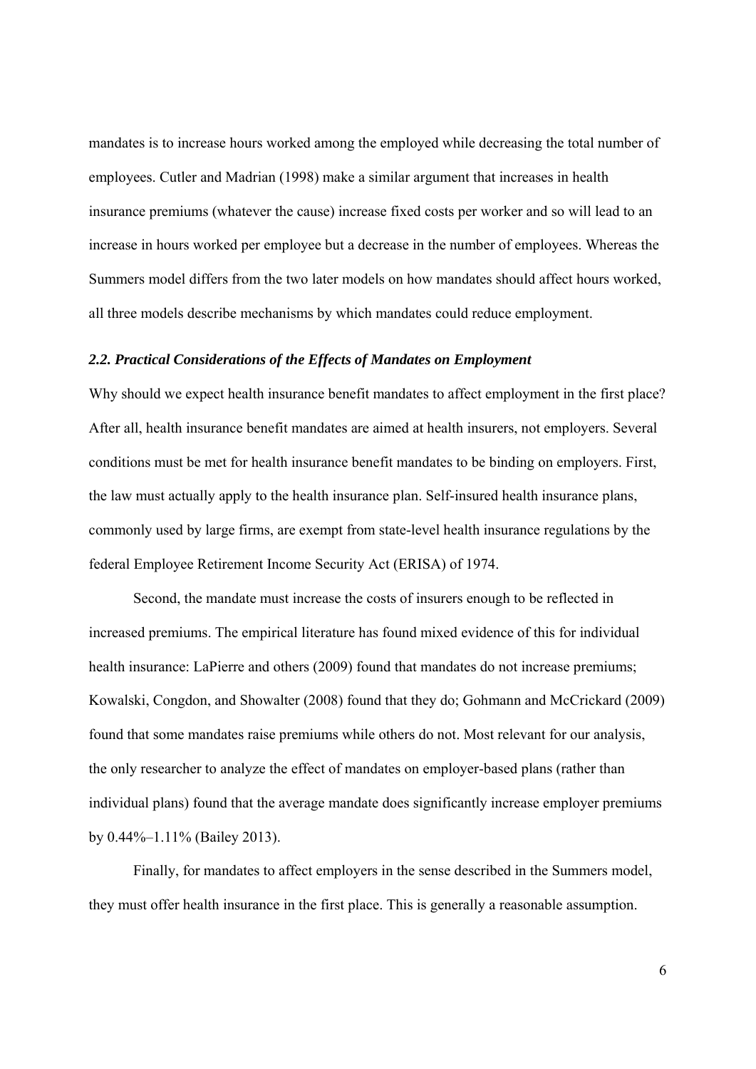mandates is to increase hours worked among the employed while decreasing the total number of employees. Cutler and Madrian (1998) make a similar argument that increases in health insurance premiums (whatever the cause) increase fixed costs per worker and so will lead to an increase in hours worked per employee but a decrease in the number of employees. Whereas the Summers model differs from the two later models on how mandates should affect hours worked, all three models describe mechanisms by which mandates could reduce employment.

### *2.2. Practical Considerations of the Effects of Mandates on Employment*

Why should we expect health insurance benefit mandates to affect employment in the first place? After all, health insurance benefit mandates are aimed at health insurers, not employers. Several conditions must be met for health insurance benefit mandates to be binding on employers. First, the law must actually apply to the health insurance plan. Self-insured health insurance plans, commonly used by large firms, are exempt from state-level health insurance regulations by the federal Employee Retirement Income Security Act (ERISA) of 1974.

Second, the mandate must increase the costs of insurers enough to be reflected in increased premiums. The empirical literature has found mixed evidence of this for individual health insurance: LaPierre and others (2009) found that mandates do not increase premiums; Kowalski, Congdon, and Showalter (2008) found that they do; Gohmann and McCrickard (2009) found that some mandates raise premiums while others do not. Most relevant for our analysis, the only researcher to analyze the effect of mandates on employer-based plans (rather than individual plans) found that the average mandate does significantly increase employer premiums by 0.44%–1.11% (Bailey 2013).

Finally, for mandates to affect employers in the sense described in the Summers model, they must offer health insurance in the first place. This is generally a reasonable assumption.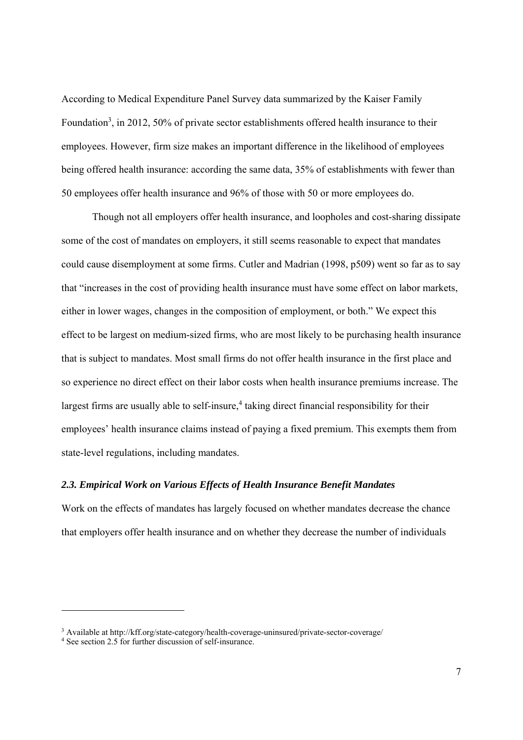According to Medical Expenditure Panel Survey data summarized by the Kaiser Family Foundation[3], in 2012, 50% of private sector establishments offered health insurance to their employees. However, firm size makes an important difference in the likelihood of employees being offered health insurance: according the same data, 35% of establishments with fewer than 50 employees offer health insurance and 96% of those with 50 or more employees do.

Though not all employers offer health insurance, and loopholes and cost-sharing dissipate some of the cost of mandates on employers, it still seems reasonable to expect that mandates could cause disemployment at some firms. Cutler and Madrian (1998, p509) went so far as to say that "increases in the cost of providing health insurance must have some effect on labor markets, either in lower wages, changes in the composition of employment, or both." We expect this effect to be largest on medium-sized firms, who are most likely to be purchasing health insurance that is subject to mandates. Most small firms do not offer health insurance in the first place and so experience no direct effect on their labor costs when health insurance premiums increase. The largest firms are usually able to self-insure,[4] taking direct financial responsibility for their employees' health insurance claims instead of paying a fixed premium. This exempts them from state-level regulations, including mandates.

### *2.3. Empirical Work on Various Effects of Health Insurance Benefit Mandates*

Work on the effects of mandates has largely focused on whether mandates decrease the chance that employers offer health insurance and on whether they decrease the number of individuals

[3] Available at http://kff.org/state-category/health-coverage-uninsured/private-sector-coverage/

[4] See section 2.5 for further discussion of self-insurance.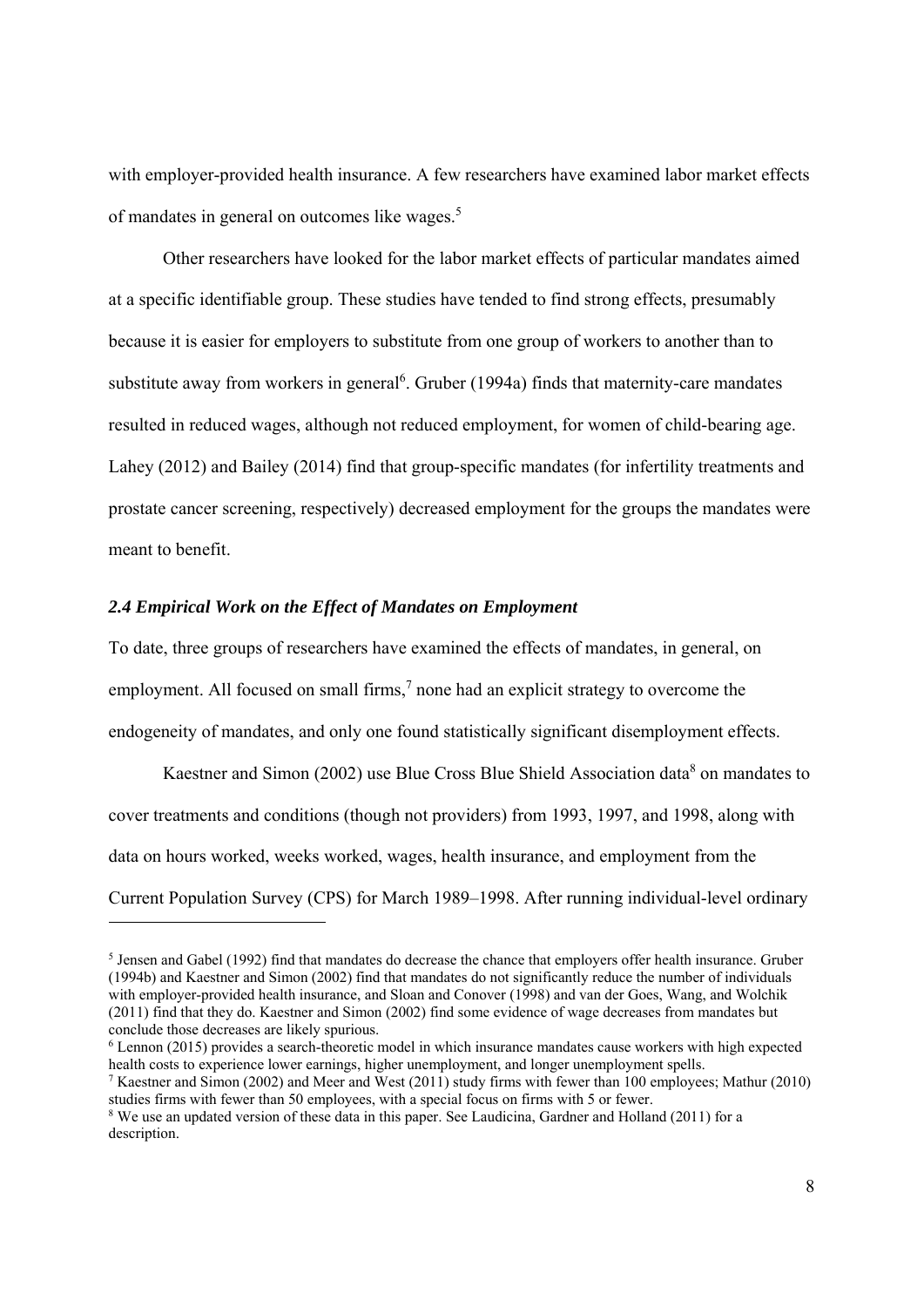with employer-provided health insurance. A few researchers have examined labor market effects of mandates in general on outcomes like wages.[5]

Other researchers have looked for the labor market effects of particular mandates aimed at a specific identifiable group. These studies have tended to find strong effects, presumably because it is easier for employers to substitute from one group of workers to another than to substitute away from workers in general[6]. Gruber (1994a) finds that maternity-care mandates resulted in reduced wages, although not reduced employment, for women of child-bearing age. Lahey (2012) and Bailey (2014) find that group-specific mandates (for infertility treatments and prostate cancer screening, respectively) decreased employment for the groups the mandates were meant to benefit.

### *2.4 Empirical Work on the Effect of Mandates on Employment*

To date, three groups of researchers have examined the effects of mandates, in general, on employment. All focused on small firms,[7] none had an explicit strategy to overcome the endogeneity of mandates, and only one found statistically significant disemployment effects.

Kaestner and Simon (2002) use Blue Cross Blue Shield Association data[8] on mandates to cover treatments and conditions (though not providers) from 1993, 1997, and 1998, along with data on hours worked, weeks worked, wages, health insurance, and employment from the Current Population Survey (CPS) for March 1989–1998. After running individual-level ordinary

---

[5] Jensen and Gabel (1992) find that mandates do decrease the chance that employers offer health insurance. Gruber (1994b) and Kaestner and Simon (2002) find that mandates do not significantly reduce the number of individuals with employer-provided health insurance, and Sloan and Conover (1998) and van der Goes, Wang, and Wolchik (2011) find that they do. Kaestner and Simon (2002) find some evidence of wage decreases from mandates but conclude those decreases are likely spurious.

[6] Lennon (2015) provides a search-theoretic model in which insurance mandates cause workers with high expected health costs to experience lower earnings, higher unemployment, and longer unemployment spells.

[7] Kaestner and Simon (2002) and Meer and West (2011) study firms with fewer than 100 employees; Mathur (2010) studies firms with fewer than 50 employees, with a special focus on firms with 5 or fewer.

[8] We use an updated version of these data in this paper. See Laudicina, Gardner and Holland (2011) for a description.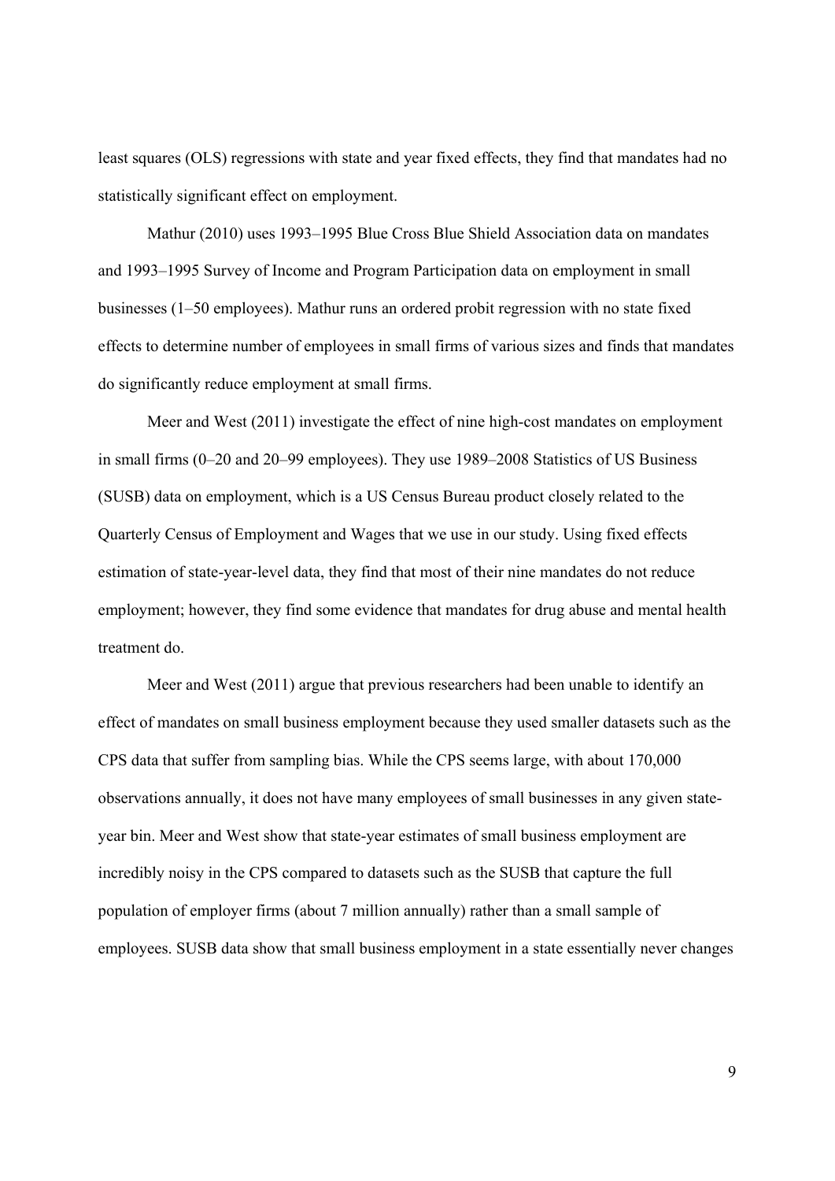least squares (OLS) regressions with state and year fixed effects, they find that mandates had no statistically significant effect on employment.

Mathur (2010) uses 1993–1995 Blue Cross Blue Shield Association data on mandates and 1993–1995 Survey of Income and Program Participation data on employment in small businesses (1–50 employees). Mathur runs an ordered probit regression with no state fixed effects to determine number of employees in small firms of various sizes and finds that mandates do significantly reduce employment at small firms.

Meer and West (2011) investigate the effect of nine high-cost mandates on employment in small firms (0–20 and 20–99 employees). They use 1989–2008 Statistics of US Business (SUSB) data on employment, which is a US Census Bureau product closely related to the Quarterly Census of Employment and Wages that we use in our study. Using fixed effects estimation of state-year-level data, they find that most of their nine mandates do not reduce employment; however, they find some evidence that mandates for drug abuse and mental health treatment do.

Meer and West (2011) argue that previous researchers had been unable to identify an effect of mandates on small business employment because they used smaller datasets such as the CPS data that suffer from sampling bias. While the CPS seems large, with about 170,000 observations annually, it does not have many employees of small businesses in any given state-year bin. Meer and West show that state-year estimates of small business employment are incredibly noisy in the CPS compared to datasets such as the SUSB that capture the full population of employer firms (about 7 million annually) rather than a small sample of employees. SUSB data show that small business employment in a state essentially never changes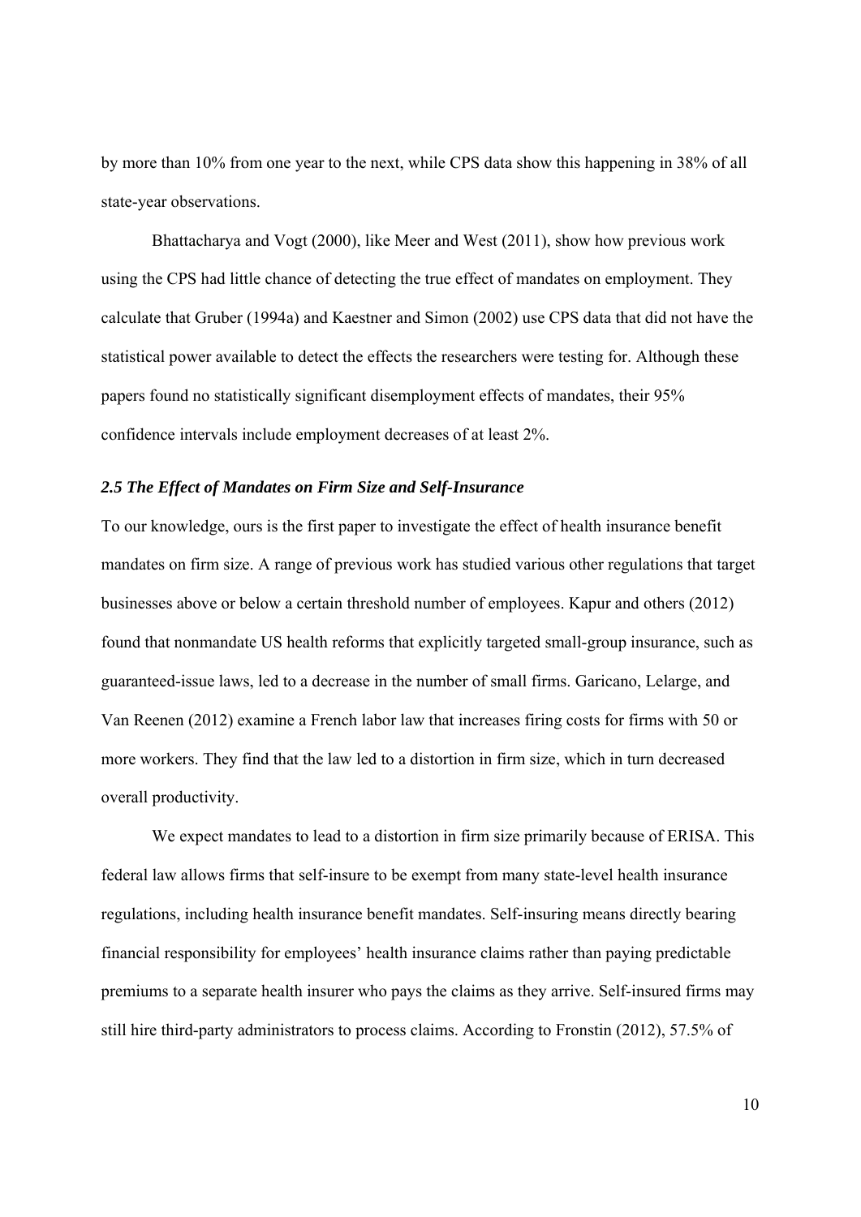by more than 10% from one year to the next, while CPS data show this happening in 38% of all state-year observations.

Bhattacharya and Vogt (2000), like Meer and West (2011), show how previous work using the CPS had little chance of detecting the true effect of mandates on employment. They calculate that Gruber (1994a) and Kaestner and Simon (2002) use CPS data that did not have the statistical power available to detect the effects the researchers were testing for. Although these papers found no statistically significant disemployment effects of mandates, their 95% confidence intervals include employment decreases of at least 2%.

### *2.5 The Effect of Mandates on Firm Size and Self-Insurance*

To our knowledge, ours is the first paper to investigate the effect of health insurance benefit mandates on firm size. A range of previous work has studied various other regulations that target businesses above or below a certain threshold number of employees. Kapur and others (2012) found that nonmandate US health reforms that explicitly targeted small-group insurance, such as guaranteed-issue laws, led to a decrease in the number of small firms. Garicano, Lelarge, and Van Reenen (2012) examine a French labor law that increases firing costs for firms with 50 or more workers. They find that the law led to a distortion in firm size, which in turn decreased overall productivity.

We expect mandates to lead to a distortion in firm size primarily because of ERISA. This federal law allows firms that self-insure to be exempt from many state-level health insurance regulations, including health insurance benefit mandates. Self-insuring means directly bearing financial responsibility for employees' health insurance claims rather than paying predictable premiums to a separate health insurer who pays the claims as they arrive. Self-insured firms may still hire third-party administrators to process claims. According to Fronstin (2012), 57.5% of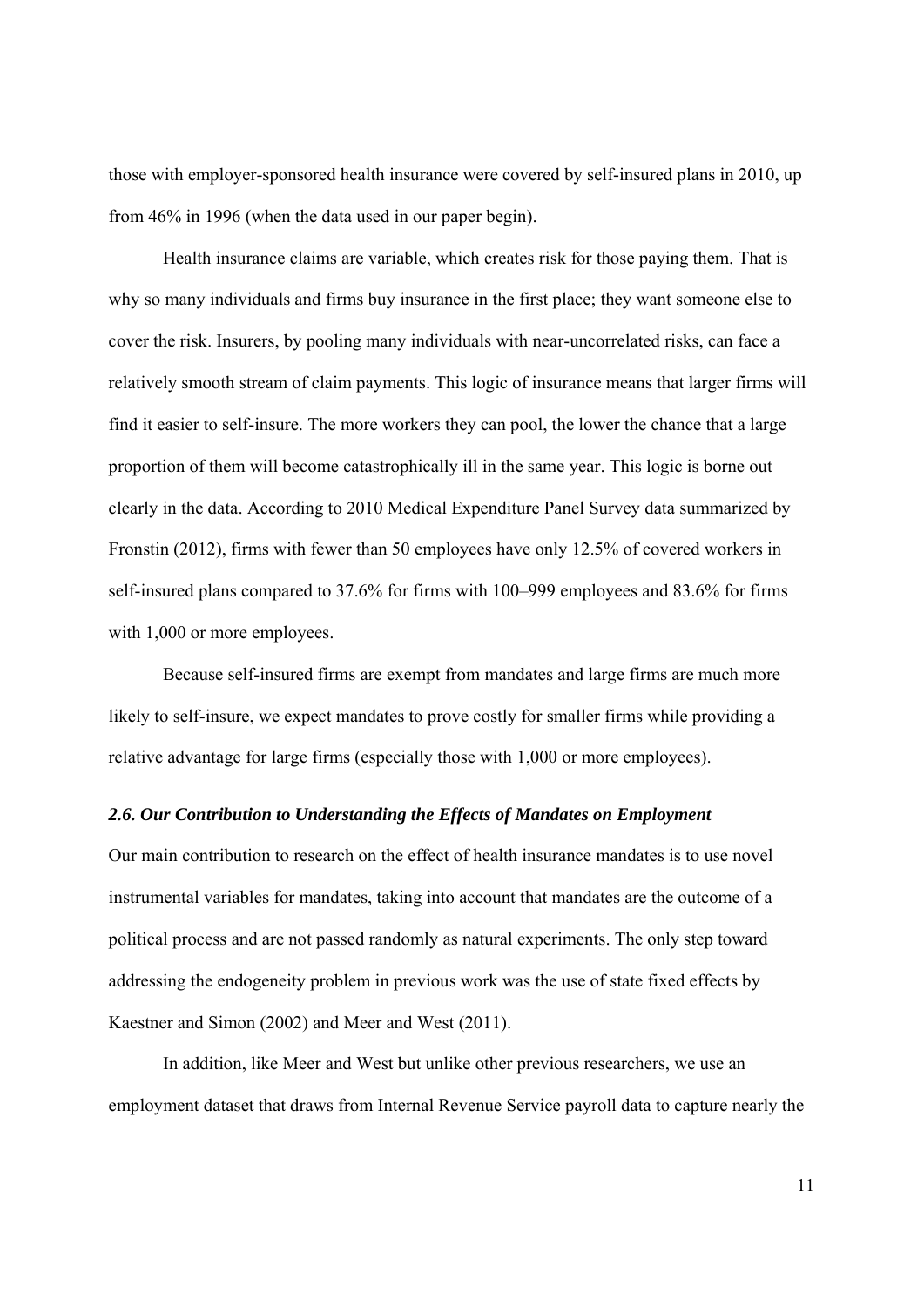those with employer-sponsored health insurance were covered by self-insured plans in 2010, up from 46% in 1996 (when the data used in our paper begin).

Health insurance claims are variable, which creates risk for those paying them. That is why so many individuals and firms buy insurance in the first place; they want someone else to cover the risk. Insurers, by pooling many individuals with near-uncorrelated risks, can face a relatively smooth stream of claim payments. This logic of insurance means that larger firms will find it easier to self-insure. The more workers they can pool, the lower the chance that a large proportion of them will become catastrophically ill in the same year. This logic is borne out clearly in the data. According to 2010 Medical Expenditure Panel Survey data summarized by Fronstin (2012), firms with fewer than 50 employees have only 12.5% of covered workers in self-insured plans compared to 37.6% for firms with 100–999 employees and 83.6% for firms with 1,000 or more employees.

Because self-insured firms are exempt from mandates and large firms are much more likely to self-insure, we expect mandates to prove costly for smaller firms while providing a relative advantage for large firms (especially those with 1,000 or more employees).

### *2.6. Our Contribution to Understanding the Effects of Mandates on Employment*

Our main contribution to research on the effect of health insurance mandates is to use novel instrumental variables for mandates, taking into account that mandates are the outcome of a political process and are not passed randomly as natural experiments. The only step toward addressing the endogeneity problem in previous work was the use of state fixed effects by Kaestner and Simon (2002) and Meer and West (2011).

In addition, like Meer and West but unlike other previous researchers, we use an employment dataset that draws from Internal Revenue Service payroll data to capture nearly the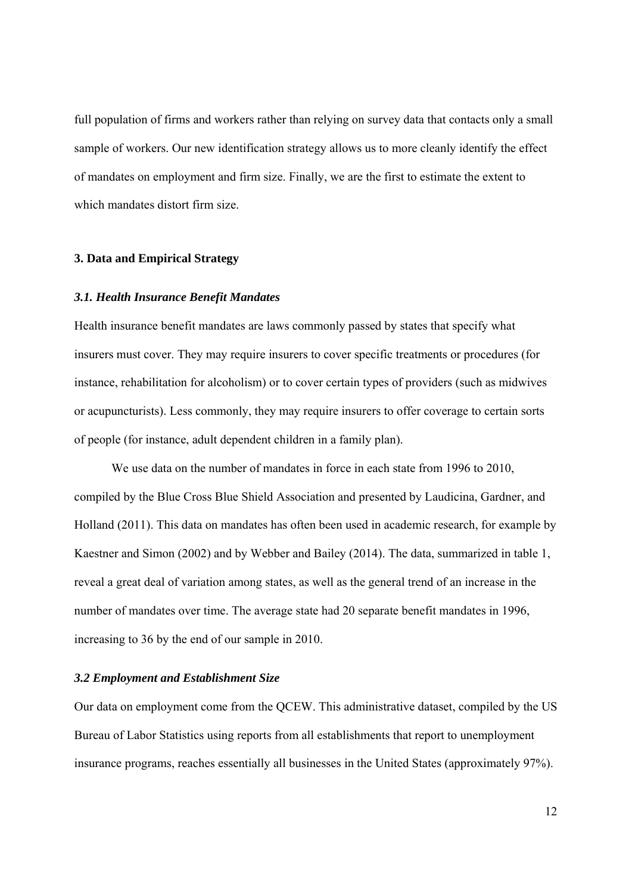full population of firms and workers rather than relying on survey data that contacts only a small sample of workers. Our new identification strategy allows us to more cleanly identify the effect of mandates on employment and firm size. Finally, we are the first to estimate the extent to which mandates distort firm size.

## 3. Data and Empirical Strategy

### *3.1. Health Insurance Benefit Mandates*

Health insurance benefit mandates are laws commonly passed by states that specify what insurers must cover. They may require insurers to cover specific treatments or procedures (for instance, rehabilitation for alcoholism) or to cover certain types of providers (such as midwives or acupuncturists). Less commonly, they may require insurers to offer coverage to certain sorts of people (for instance, adult dependent children in a family plan).

We use data on the number of mandates in force in each state from 1996 to 2010, compiled by the Blue Cross Blue Shield Association and presented by Laudicina, Gardner, and Holland (2011). This data on mandates has often been used in academic research, for example by Kaestner and Simon (2002) and by Webber and Bailey (2014). The data, summarized in table 1, reveal a great deal of variation among states, as well as the general trend of an increase in the number of mandates over time. The average state had 20 separate benefit mandates in 1996, increasing to 36 by the end of our sample in 2010.

### *3.2 Employment and Establishment Size*

Our data on employment come from the QCEW. This administrative dataset, compiled by the US Bureau of Labor Statistics using reports from all establishments that report to unemployment insurance programs, reaches essentially all businesses in the United States (approximately 97%).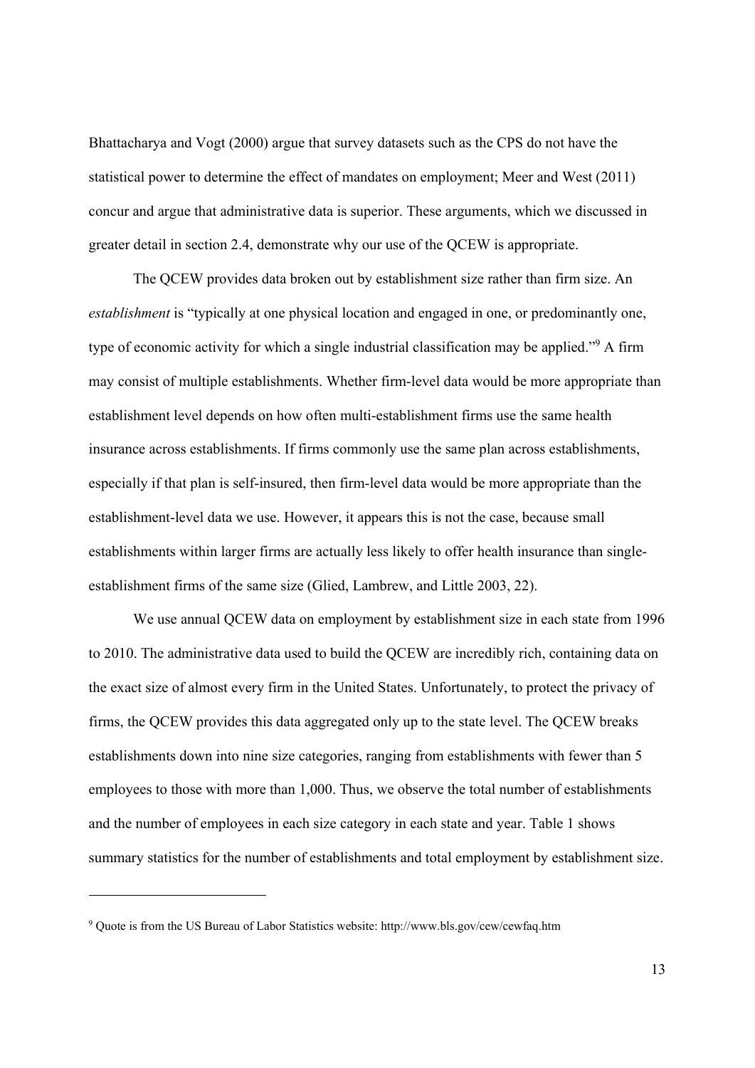Bhattacharya and Vogt (2000) argue that survey datasets such as the CPS do not have the statistical power to determine the effect of mandates on employment; Meer and West (2011) concur and argue that administrative data is superior. These arguments, which we discussed in greater detail in section 2.4, demonstrate why our use of the QCEW is appropriate.

The QCEW provides data broken out by establishment size rather than firm size. An *establishment* is "typically at one physical location and engaged in one, or predominantly one, type of economic activity for which a single industrial classification may be applied."[9] A firm may consist of multiple establishments. Whether firm-level data would be more appropriate than establishment level depends on how often multi-establishment firms use the same health insurance across establishments. If firms commonly use the same plan across establishments, especially if that plan is self-insured, then firm-level data would be more appropriate than the establishment-level data we use. However, it appears this is not the case, because small establishments within larger firms are actually less likely to offer health insurance than single-establishment firms of the same size (Glied, Lambrew, and Little 2003, 22).

We use annual QCEW data on employment by establishment size in each state from 1996 to 2010. The administrative data used to build the QCEW are incredibly rich, containing data on the exact size of almost every firm in the United States. Unfortunately, to protect the privacy of firms, the QCEW provides this data aggregated only up to the state level. The QCEW breaks establishments down into nine size categories, ranging from establishments with fewer than 5 employees to those with more than 1,000. Thus, we observe the total number of establishments and the number of employees in each size category in each state and year. Table 1 shows summary statistics for the number of establishments and total employment by establishment size.

---

[9] Quote is from the US Bureau of Labor Statistics website: http://www.bls.gov/cew/cewfaq.htm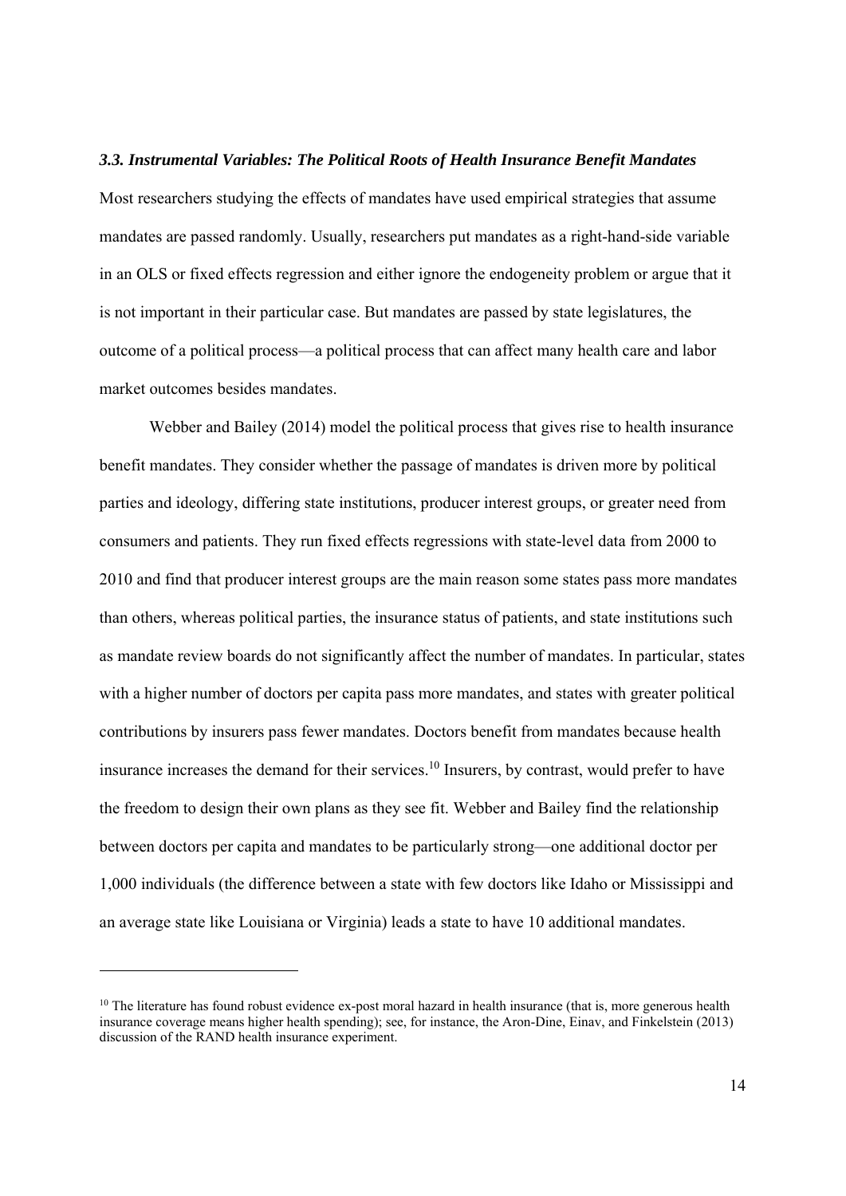### *3.3. Instrumental Variables: The Political Roots of Health Insurance Benefit Mandates*

Most researchers studying the effects of mandates have used empirical strategies that assume mandates are passed randomly. Usually, researchers put mandates as a right-hand-side variable in an OLS or fixed effects regression and either ignore the endogeneity problem or argue that it is not important in their particular case. But mandates are passed by state legislatures, the outcome of a political process—a political process that can affect many health care and labor market outcomes besides mandates.

Webber and Bailey (2014) model the political process that gives rise to health insurance benefit mandates. They consider whether the passage of mandates is driven more by political parties and ideology, differing state institutions, producer interest groups, or greater need from consumers and patients. They run fixed effects regressions with state-level data from 2000 to 2010 and find that producer interest groups are the main reason some states pass more mandates than others, whereas political parties, the insurance status of patients, and state institutions such as mandate review boards do not significantly affect the number of mandates. In particular, states with a higher number of doctors per capita pass more mandates, and states with greater political contributions by insurers pass fewer mandates. Doctors benefit from mandates because health insurance increases the demand for their services.[10] Insurers, by contrast, would prefer to have the freedom to design their own plans as they see fit. Webber and Bailey find the relationship between doctors per capita and mandates to be particularly strong—one additional doctor per 1,000 individuals (the difference between a state with few doctors like Idaho or Mississippi and an average state like Louisiana or Virginia) leads a state to have 10 additional mandates.

---

[10] The literature has found robust evidence ex-post moral hazard in health insurance (that is, more generous health insurance coverage means higher health spending); see, for instance, the Aron-Dine, Einav, and Finkelstein (2013) discussion of the RAND health insurance experiment.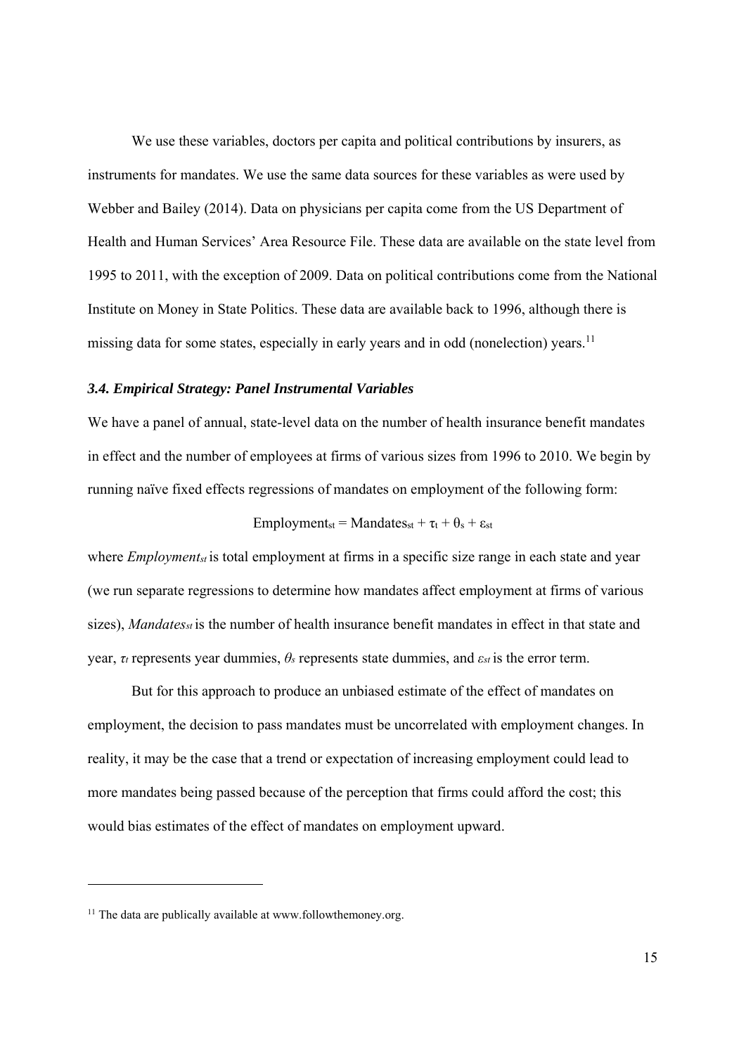We use these variables, doctors per capita and political contributions by insurers, as instruments for mandates. We use the same data sources for these variables as were used by Webber and Bailey (2014). Data on physicians per capita come from the US Department of Health and Human Services' Area Resource File. These data are available on the state level from 1995 to 2011, with the exception of 2009. Data on political contributions come from the National Institute on Money in State Politics. These data are available back to 1996, although there is missing data for some states, especially in early years and in odd (nonelection) years.[11]

### *3.4. Empirical Strategy: Panel Instrumental Variables*

We have a panel of annual, state-level data on the number of health insurance benefit mandates in effect and the number of employees at firms of various sizes from 1996 to 2010. We begin by running naïve fixed effects regressions of mandates on employment of the following form:

$$\text{Employment}_{st} = \text{Mandates}_{st} + \tau_t + \theta_s + \varepsilon_{st}$$

where $Employment_{st}$ is total employment at firms in a specific size range in each state and year (we run separate regressions to determine how mandates affect employment at firms of various sizes), $Mandates_{st}$ is the number of health insurance benefit mandates in effect in that state and year, $\tau_t$ represents year dummies, $\theta_s$ represents state dummies, and $\varepsilon_{st}$ is the error term.

But for this approach to produce an unbiased estimate of the effect of mandates on employment, the decision to pass mandates must be uncorrelated with employment changes. In reality, it may be the case that a trend or expectation of increasing employment could lead to more mandates being passed because of the perception that firms could afford the cost; this would bias estimates of the effect of mandates on employment upward.

[11] The data are publically available at www.followthemoney.org.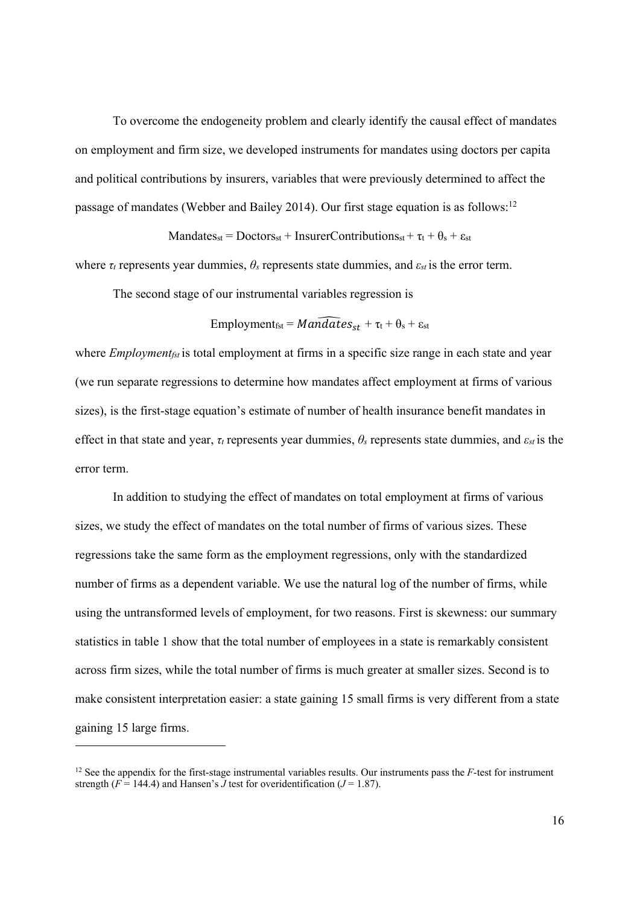To overcome the endogeneity problem and clearly identify the causal effect of mandates on employment and firm size, we developed instruments for mandates using doctors per capita and political contributions by insurers, variables that were previously determined to affect the passage of mandates (Webber and Bailey 2014). Our first stage equation is as follows:[12]

$$\text{Mandates}_{st} = \text{Doctors}_{st} + \text{InsurerContributions}_{st} + \tau_t + \theta_s + \varepsilon_{st}$$

where $\tau_t$ represents year dummies, $\theta_s$ represents state dummies, and $\varepsilon_{st}$ is the error term.

The second stage of our instrumental variables regression is

$$\text{Employment}_{fst} = \widehat{Mandates}_{st} + \tau_t + \theta_s + \varepsilon_{st}$$

where $Employment_{fst}$ is total employment at firms in a specific size range in each state and year (we run separate regressions to determine how mandates affect employment at firms of various sizes), is the first-stage equation's estimate of number of health insurance benefit mandates in effect in that state and year, $\tau_t$ represents year dummies, $\theta_s$ represents state dummies, and $\varepsilon_{st}$ is the error term.

In addition to studying the effect of mandates on total employment at firms of various sizes, we study the effect of mandates on the total number of firms of various sizes. These regressions take the same form as the employment regressions, only with the standardized number of firms as a dependent variable. We use the natural log of the number of firms, while using the untransformed levels of employment, for two reasons. First is skewness: our summary statistics in table 1 show that the total number of employees in a state is remarkably consistent across firm sizes, while the total number of firms is much greater at smaller sizes. Second is to make consistent interpretation easier: a state gaining 15 small firms is very different from a state gaining 15 large firms.

---

[12] See the appendix for the first-stage instrumental variables results. Our instruments pass the $F$-test for instrument strength ($F = 144.4$) and Hansen's $J$ test for overidentification ($J = 1.87$).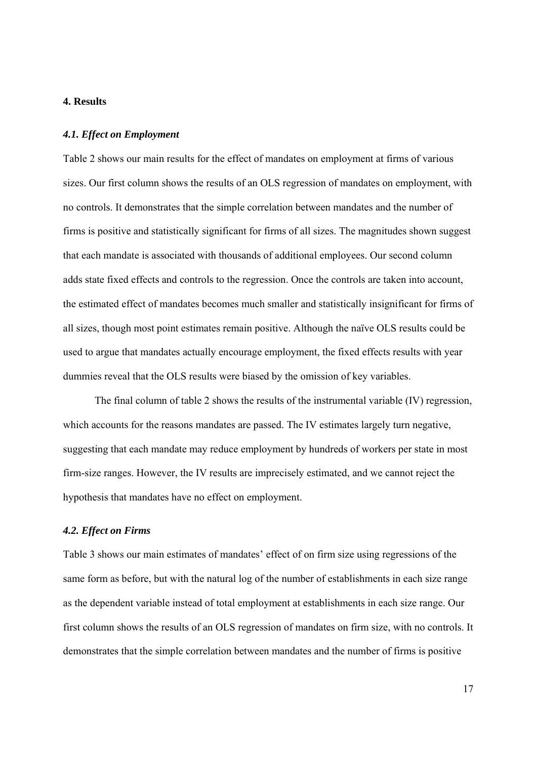## 4. Results

### *4.1. Effect on Employment*

Table 2 shows our main results for the effect of mandates on employment at firms of various sizes. Our first column shows the results of an OLS regression of mandates on employment, with no controls. It demonstrates that the simple correlation between mandates and the number of firms is positive and statistically significant for firms of all sizes. The magnitudes shown suggest that each mandate is associated with thousands of additional employees. Our second column adds state fixed effects and controls to the regression. Once the controls are taken into account, the estimated effect of mandates becomes much smaller and statistically insignificant for firms of all sizes, though most point estimates remain positive. Although the naïve OLS results could be used to argue that mandates actually encourage employment, the fixed effects results with year dummies reveal that the OLS results were biased by the omission of key variables.

The final column of table 2 shows the results of the instrumental variable (IV) regression, which accounts for the reasons mandates are passed. The IV estimates largely turn negative, suggesting that each mandate may reduce employment by hundreds of workers per state in most firm-size ranges. However, the IV results are imprecisely estimated, and we cannot reject the hypothesis that mandates have no effect on employment.

### *4.2. Effect on Firms*

Table 3 shows our main estimates of mandates' effect of on firm size using regressions of the same form as before, but with the natural log of the number of establishments in each size range as the dependent variable instead of total employment at establishments in each size range. Our first column shows the results of an OLS regression of mandates on firm size, with no controls. It demonstrates that the simple correlation between mandates and the number of firms is positive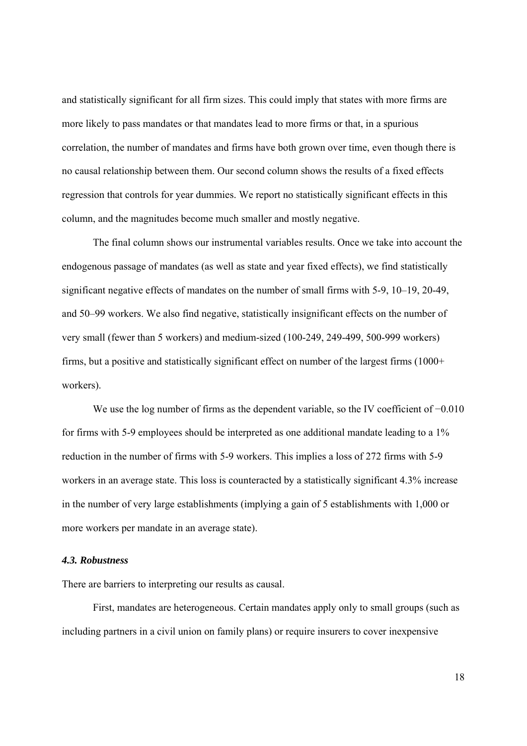and statistically significant for all firm sizes. This could imply that states with more firms are more likely to pass mandates or that mandates lead to more firms or that, in a spurious correlation, the number of mandates and firms have both grown over time, even though there is no causal relationship between them. Our second column shows the results of a fixed effects regression that controls for year dummies. We report no statistically significant effects in this column, and the magnitudes become much smaller and mostly negative.

The final column shows our instrumental variables results. Once we take into account the endogenous passage of mandates (as well as state and year fixed effects), we find statistically significant negative effects of mandates on the number of small firms with 5-9, 10–19, 20-49, and 50–99 workers. We also find negative, statistically insignificant effects on the number of very small (fewer than 5 workers) and medium-sized (100-249, 249-499, 500-999 workers) firms, but a positive and statistically significant effect on number of the largest firms (1000+ workers).

We use the log number of firms as the dependent variable, so the IV coefficient of −0.010 for firms with 5-9 employees should be interpreted as one additional mandate leading to a 1% reduction in the number of firms with 5-9 workers. This implies a loss of 272 firms with 5-9 workers in an average state. This loss is counteracted by a statistically significant 4.3% increase in the number of very large establishments (implying a gain of 5 establishments with 1,000 or more workers per mandate in an average state).

### *4.3. Robustness*

There are barriers to interpreting our results as causal.

First, mandates are heterogeneous. Certain mandates apply only to small groups (such as including partners in a civil union on family plans) or require insurers to cover inexpensive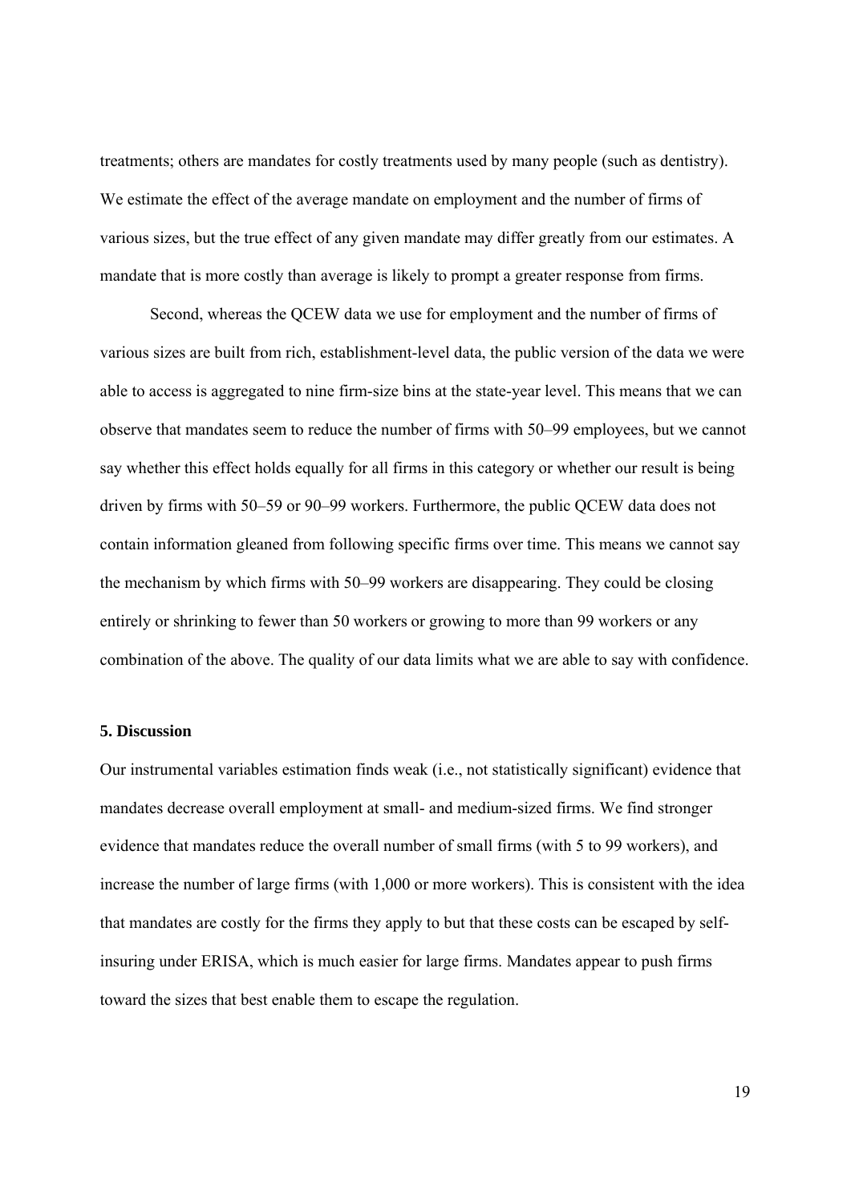treatments; others are mandates for costly treatments used by many people (such as dentistry). We estimate the effect of the average mandate on employment and the number of firms of various sizes, but the true effect of any given mandate may differ greatly from our estimates. A mandate that is more costly than average is likely to prompt a greater response from firms.

Second, whereas the QCEW data we use for employment and the number of firms of various sizes are built from rich, establishment-level data, the public version of the data we were able to access is aggregated to nine firm-size bins at the state-year level. This means that we can observe that mandates seem to reduce the number of firms with 50–99 employees, but we cannot say whether this effect holds equally for all firms in this category or whether our result is being driven by firms with 50–59 or 90–99 workers. Furthermore, the public QCEW data does not contain information gleaned from following specific firms over time. This means we cannot say the mechanism by which firms with 50–99 workers are disappearing. They could be closing entirely or shrinking to fewer than 50 workers or growing to more than 99 workers or any combination of the above. The quality of our data limits what we are able to say with confidence.

### 5. Discussion

Our instrumental variables estimation finds weak (i.e., not statistically significant) evidence that mandates decrease overall employment at small- and medium-sized firms. We find stronger evidence that mandates reduce the overall number of small firms (with 5 to 99 workers), and increase the number of large firms (with 1,000 or more workers). This is consistent with the idea that mandates are costly for the firms they apply to but that these costs can be escaped by self-insuring under ERISA, which is much easier for large firms. Mandates appear to push firms toward the sizes that best enable them to escape the regulation.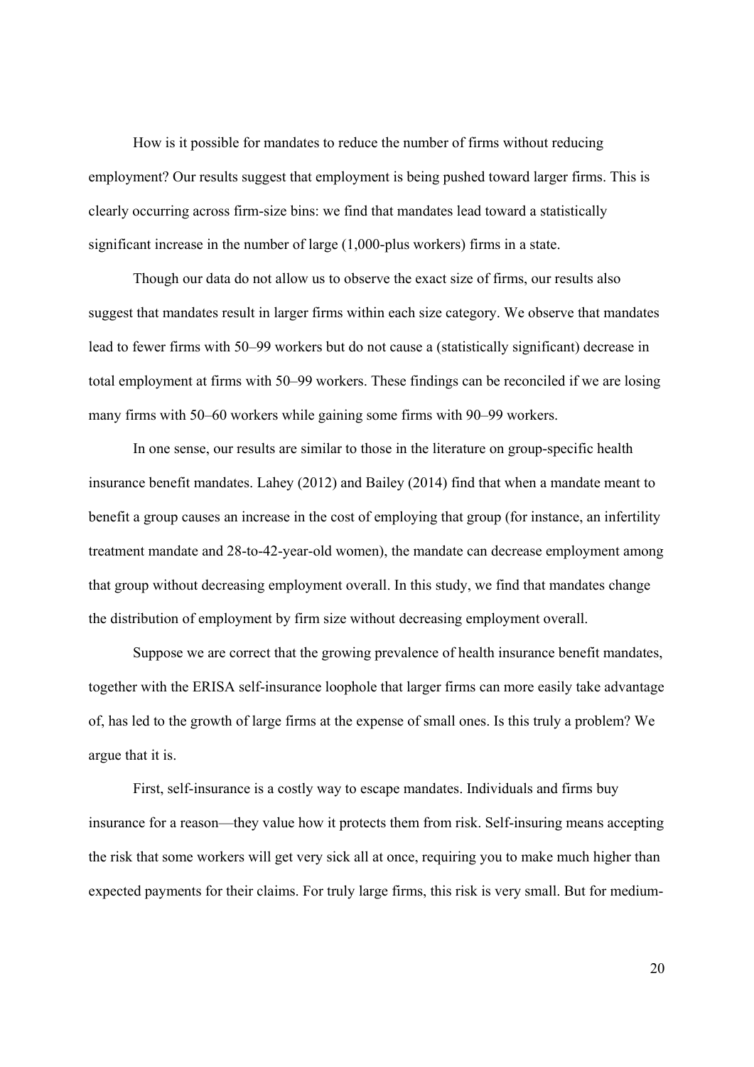How is it possible for mandates to reduce the number of firms without reducing employment? Our results suggest that employment is being pushed toward larger firms. This is clearly occurring across firm-size bins: we find that mandates lead toward a statistically significant increase in the number of large (1,000-plus workers) firms in a state.

Though our data do not allow us to observe the exact size of firms, our results also suggest that mandates result in larger firms within each size category. We observe that mandates lead to fewer firms with 50–99 workers but do not cause a (statistically significant) decrease in total employment at firms with 50–99 workers. These findings can be reconciled if we are losing many firms with 50–60 workers while gaining some firms with 90–99 workers.

In one sense, our results are similar to those in the literature on group-specific health insurance benefit mandates. Lahey (2012) and Bailey (2014) find that when a mandate meant to benefit a group causes an increase in the cost of employing that group (for instance, an infertility treatment mandate and 28-to-42-year-old women), the mandate can decrease employment among that group without decreasing employment overall. In this study, we find that mandates change the distribution of employment by firm size without decreasing employment overall.

Suppose we are correct that the growing prevalence of health insurance benefit mandates, together with the ERISA self-insurance loophole that larger firms can more easily take advantage of, has led to the growth of large firms at the expense of small ones. Is this truly a problem? We argue that it is.

First, self-insurance is a costly way to escape mandates. Individuals and firms buy insurance for a reason—they value how it protects them from risk. Self-insuring means accepting the risk that some workers will get very sick all at once, requiring you to make much higher than expected payments for their claims. For truly large firms, this risk is very small. But for medium-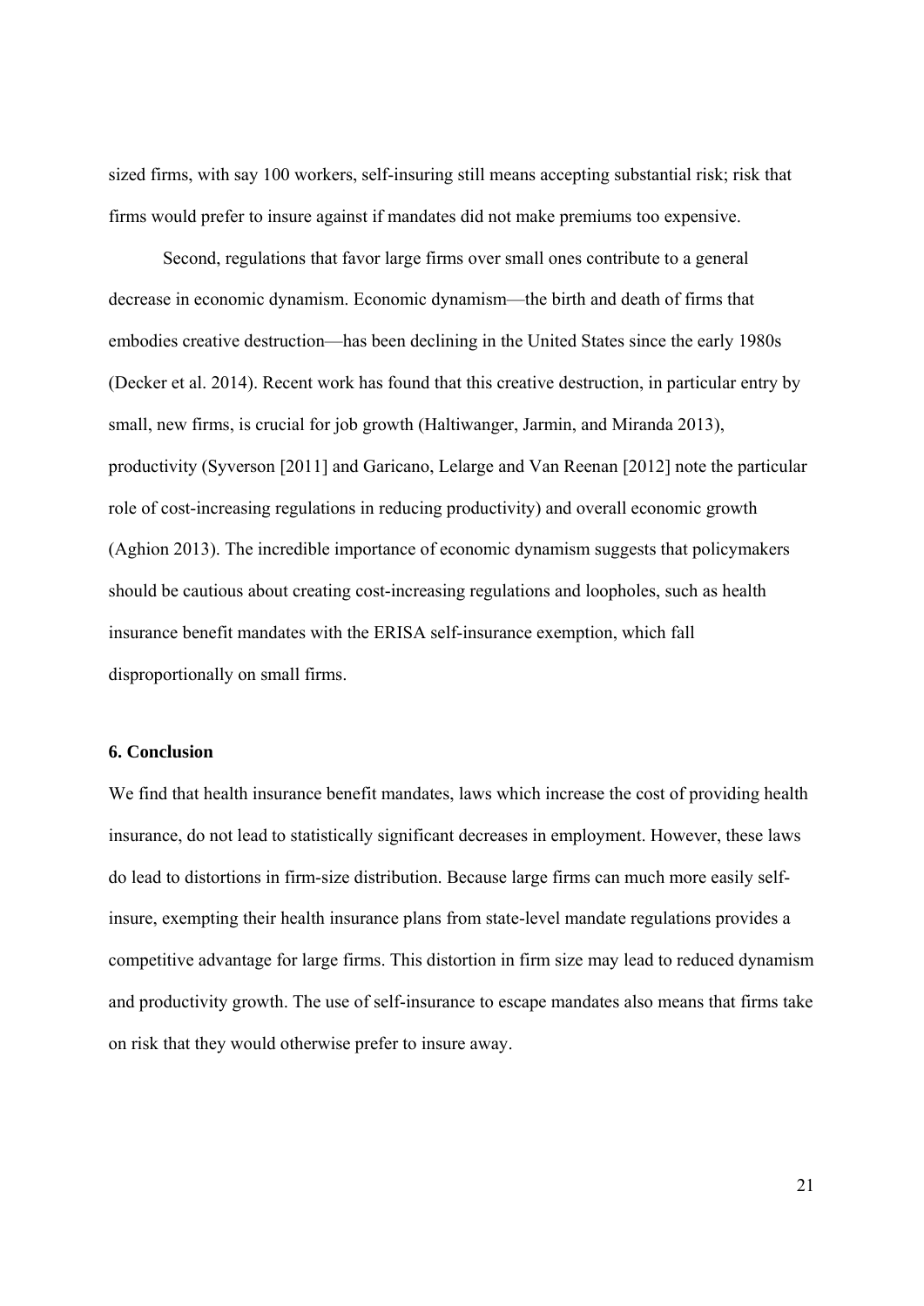sized firms, with say 100 workers, self-insuring still means accepting substantial risk; risk that firms would prefer to insure against if mandates did not make premiums too expensive.

Second, regulations that favor large firms over small ones contribute to a general decrease in economic dynamism. Economic dynamism—the birth and death of firms that embodies creative destruction—has been declining in the United States since the early 1980s (Decker et al. 2014). Recent work has found that this creative destruction, in particular entry by small, new firms, is crucial for job growth (Haltiwanger, Jarmin, and Miranda 2013), productivity (Syverson [2011] and Garicano, Lelarge and Van Reenan [2012] note the particular role of cost-increasing regulations in reducing productivity) and overall economic growth (Aghion 2013). The incredible importance of economic dynamism suggests that policymakers should be cautious about creating cost-increasing regulations and loopholes, such as health insurance benefit mandates with the ERISA self-insurance exemption, which fall disproportionally on small firms.

### 6. Conclusion

We find that health insurance benefit mandates, laws which increase the cost of providing health insurance, do not lead to statistically significant decreases in employment. However, these laws do lead to distortions in firm-size distribution. Because large firms can much more easily self-insure, exempting their health insurance plans from state-level mandate regulations provides a competitive advantage for large firms. This distortion in firm size may lead to reduced dynamism and productivity growth. The use of self-insurance to escape mandates also means that firms take on risk that they would otherwise prefer to insure away.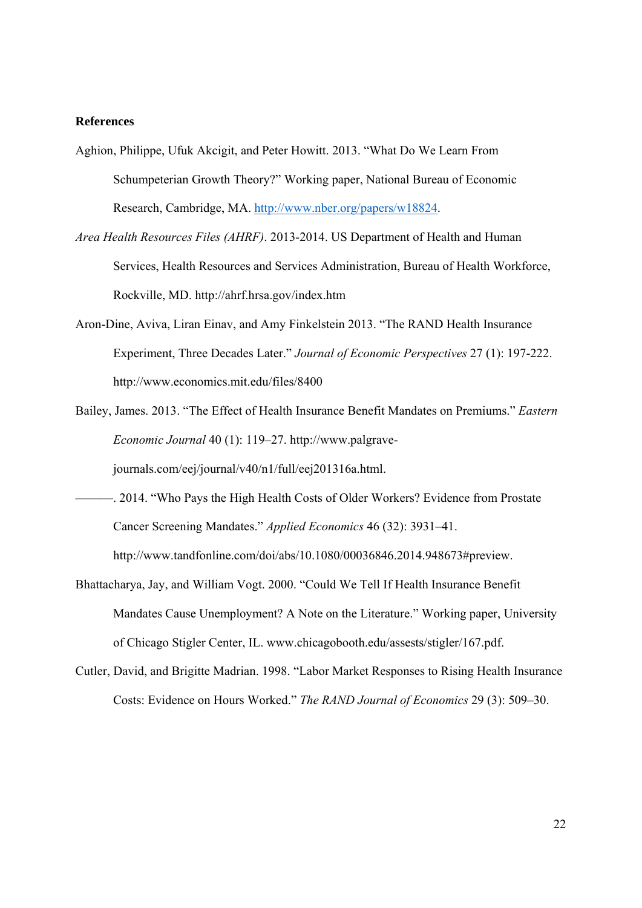**References**

Aghion, Philippe, Ufuk Akcigit, and Peter Howitt. 2013. "What Do We Learn From Schumpeterian Growth Theory?" Working paper, National Bureau of Economic Research, Cambridge, MA. http://www.nber.org/papers/w18824.

*Area Health Resources Files (AHRF)*. 2013-2014. US Department of Health and Human Services, Health Resources and Services Administration, Bureau of Health Workforce, Rockville, MD. http://ahrf.hrsa.gov/index.htm

Aron-Dine, Aviva, Liran Einav, and Amy Finkelstein 2013. "The RAND Health Insurance Experiment, Three Decades Later." *Journal of Economic Perspectives* 27 (1): 197-222. http://www.economics.mit.edu/files/8400

Bailey, James. 2013. "The Effect of Health Insurance Benefit Mandates on Premiums." *Eastern Economic Journal* 40 (1): 119–27. http://www.palgrave-journals.com/eej/journal/v40/n1/full/eej201316a.html.

———. 2014. "Who Pays the High Health Costs of Older Workers? Evidence from Prostate Cancer Screening Mandates." *Applied Economics* 46 (32): 3931–41. http://www.tandfonline.com/doi/abs/10.1080/00036846.2014.948673#preview.

Bhattacharya, Jay, and William Vogt. 2000. "Could We Tell If Health Insurance Benefit Mandates Cause Unemployment? A Note on the Literature." Working paper, University of Chicago Stigler Center, IL. www.chicagobooth.edu/assests/stigler/167.pdf.

Cutler, David, and Brigitte Madrian. 1998. "Labor Market Responses to Rising Health Insurance Costs: Evidence on Hours Worked." *The RAND Journal of Economics* 29 (3): 509–30.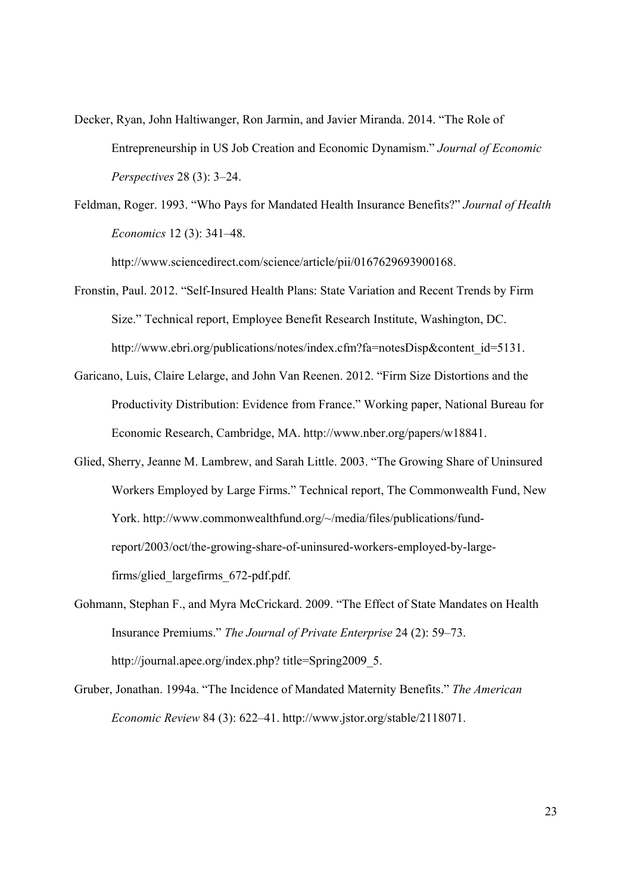Decker, Ryan, John Haltiwanger, Ron Jarmin, and Javier Miranda. 2014. "The Role of Entrepreneurship in US Job Creation and Economic Dynamism." *Journal of Economic Perspectives* 28 (3): 3–24.

Feldman, Roger. 1993. "Who Pays for Mandated Health Insurance Benefits?" *Journal of Health Economics* 12 (3): 341–48. http://www.sciencedirect.com/science/article/pii/0167629693900168.

Fronstin, Paul. 2012. "Self-Insured Health Plans: State Variation and Recent Trends by Firm Size." Technical report, Employee Benefit Research Institute, Washington, DC. http://www.ebri.org/publications/notes/index.cfm?fa=notesDisp&content_id=5131.

Garicano, Luis, Claire Lelarge, and John Van Reenen. 2012. "Firm Size Distortions and the Productivity Distribution: Evidence from France." Working paper, National Bureau for Economic Research, Cambridge, MA. http://www.nber.org/papers/w18841.

Glied, Sherry, Jeanne M. Lambrew, and Sarah Little. 2003. "The Growing Share of Uninsured Workers Employed by Large Firms." Technical report, The Commonwealth Fund, New York. http://www.commonwealthfund.org/~/media/files/publications/fund-report/2003/oct/the-growing-share-of-uninsured-workers-employed-by-large-firms/glied_largefirms_672-pdf.pdf.

Gohmann, Stephan F., and Myra McCrickard. 2009. "The Effect of State Mandates on Health Insurance Premiums." *The Journal of Private Enterprise* 24 (2): 59–73. http://journal.apee.org/index.php? title=Spring2009_5.

Gruber, Jonathan. 1994a. "The Incidence of Mandated Maternity Benefits." *The American Economic Review* 84 (3): 622–41. http://www.jstor.org/stable/2118071.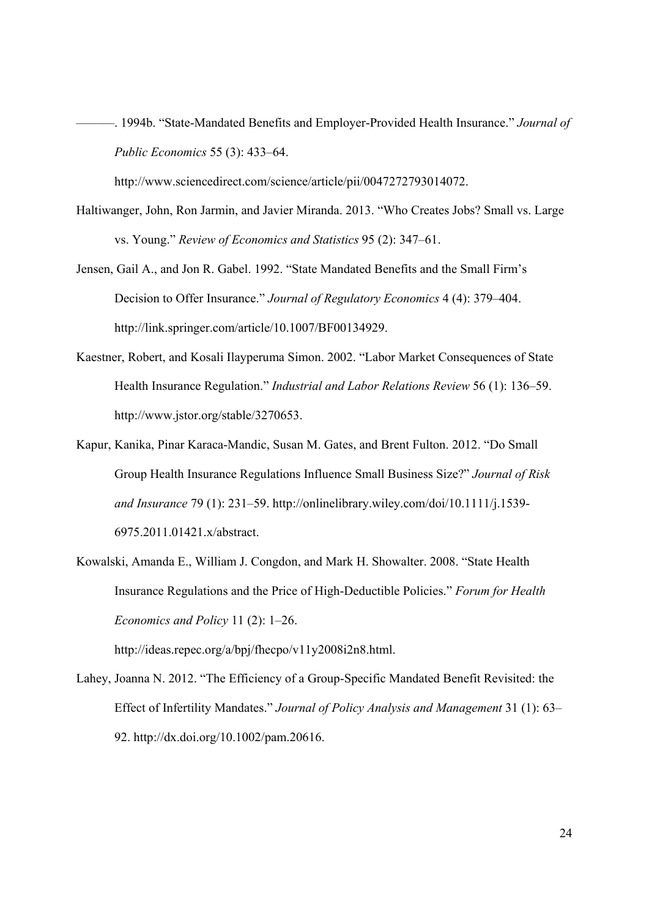———. 1994b. "State-Mandated Benefits and Employer-Provided Health Insurance." *Journal of Public Economics* 55 (3): 433–64. http://www.sciencedirect.com/science/article/pii/0047272793014072.

Haltiwanger, John, Ron Jarmin, and Javier Miranda. 2013. "Who Creates Jobs? Small vs. Large vs. Young." *Review of Economics and Statistics* 95 (2): 347–61.

Jensen, Gail A., and Jon R. Gabel. 1992. "State Mandated Benefits and the Small Firm's Decision to Offer Insurance." *Journal of Regulatory Economics* 4 (4): 379–404. http://link.springer.com/article/10.1007/BF00134929.

Kaestner, Robert, and Kosali Ilayperuma Simon. 2002. "Labor Market Consequences of State Health Insurance Regulation." *Industrial and Labor Relations Review* 56 (1): 136–59. http://www.jstor.org/stable/3270653.

Kapur, Kanika, Pinar Karaca-Mandic, Susan M. Gates, and Brent Fulton. 2012. "Do Small Group Health Insurance Regulations Influence Small Business Size?" *Journal of Risk and Insurance* 79 (1): 231–59. http://onlinelibrary.wiley.com/doi/10.1111/j.1539-6975.2011.01421.x/abstract.

Kowalski, Amanda E., William J. Congdon, and Mark H. Showalter. 2008. "State Health Insurance Regulations and the Price of High-Deductible Policies." *Forum for Health Economics and Policy* 11 (2): 1–26. http://ideas.repec.org/a/bpj/fhecpo/v11y2008i2n8.html.

Lahey, Joanna N. 2012. "The Efficiency of a Group-Specific Mandated Benefit Revisited: the Effect of Infertility Mandates." *Journal of Policy Analysis and Management* 31 (1): 63–92. http://dx.doi.org/10.1002/pam.20616.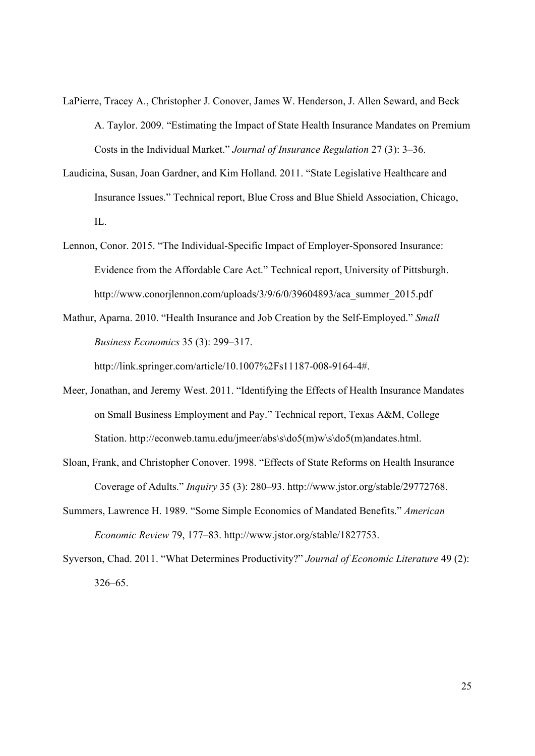LaPierre, Tracey A., Christopher J. Conover, James W. Henderson, J. Allen Seward, and Beck A. Taylor. 2009. "Estimating the Impact of State Health Insurance Mandates on Premium Costs in the Individual Market." *Journal of Insurance Regulation* 27 (3): 3–36.

Laudicina, Susan, Joan Gardner, and Kim Holland. 2011. "State Legislative Healthcare and Insurance Issues." Technical report, Blue Cross and Blue Shield Association, Chicago, IL.

Lennon, Conor. 2015. "The Individual-Specific Impact of Employer-Sponsored Insurance: Evidence from the Affordable Care Act." Technical report, University of Pittsburgh. http://www.conorjlennon.com/uploads/3/9/6/0/39604893/aca_summer_2015.pdf

Mathur, Aparna. 2010. "Health Insurance and Job Creation by the Self-Employed." *Small Business Economics* 35 (3): 299–317. http://link.springer.com/article/10.1007%2Fs11187-008-9164-4#.

Meer, Jonathan, and Jeremy West. 2011. "Identifying the Effects of Health Insurance Mandates on Small Business Employment and Pay." Technical report, Texas A&M, College Station. http://econweb.tamu.edu/jmeer/abs\s\do5(m)w\s\do5(m)andates.html.

Sloan, Frank, and Christopher Conover. 1998. "Effects of State Reforms on Health Insurance Coverage of Adults." *Inquiry* 35 (3): 280–93. http://www.jstor.org/stable/29772768.

Summers, Lawrence H. 1989. "Some Simple Economics of Mandated Benefits." *American Economic Review* 79, 177–83. http://www.jstor.org/stable/1827753.

Syverson, Chad. 2011. "What Determines Productivity?" *Journal of Economic Literature* 49 (2): 326–65.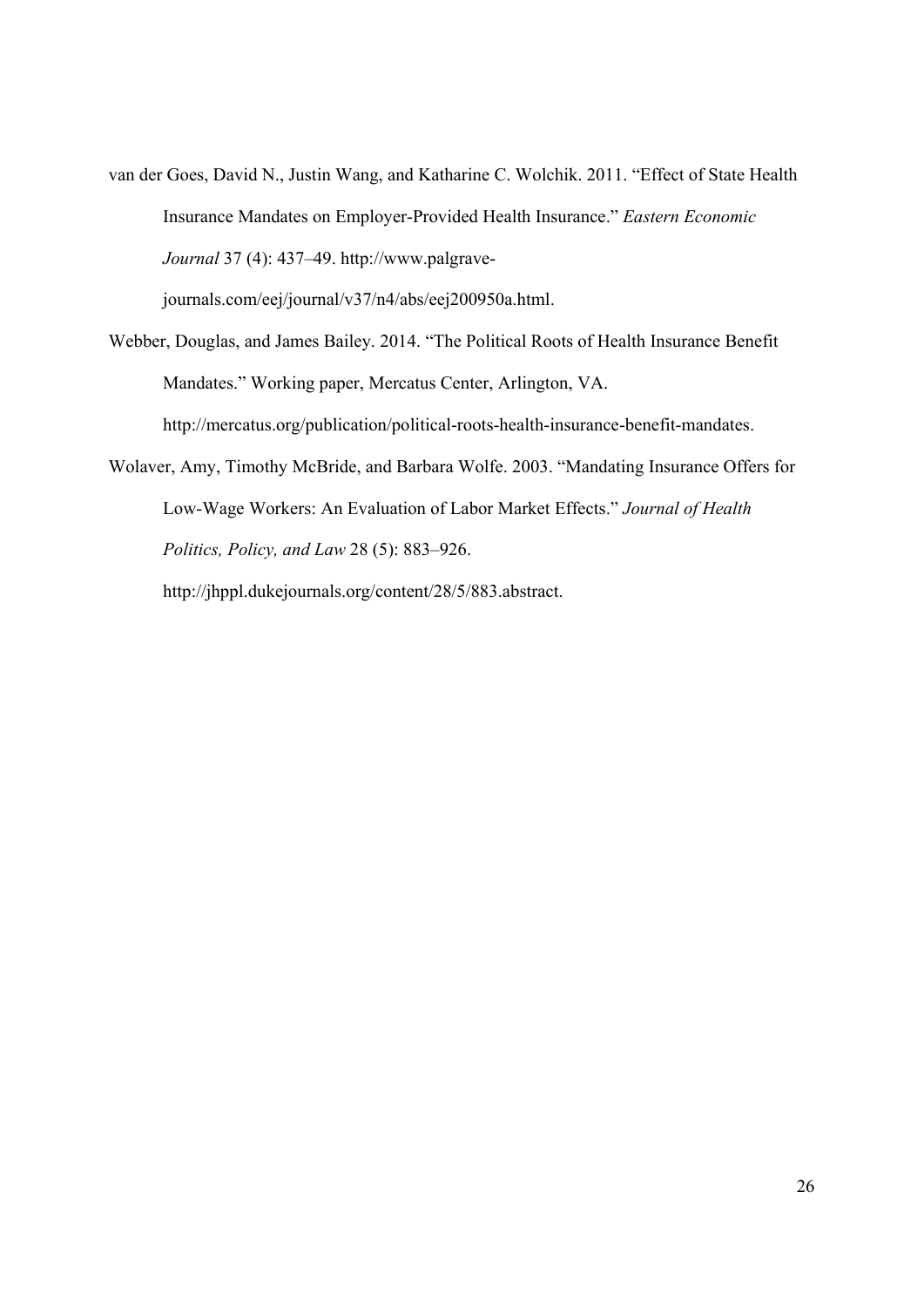van der Goes, David N., Justin Wang, and Katharine C. Wolchik. 2011. "Effect of State Health Insurance Mandates on Employer-Provided Health Insurance." *Eastern Economic Journal* 37 (4): 437–49. http://www.palgrave-journals.com/eej/journal/v37/n4/abs/eej200950a.html.

Webber, Douglas, and James Bailey. 2014. "The Political Roots of Health Insurance Benefit Mandates." Working paper, Mercatus Center, Arlington, VA. http://mercatus.org/publication/political-roots-health-insurance-benefit-mandates.

Wolaver, Amy, Timothy McBride, and Barbara Wolfe. 2003. "Mandating Insurance Offers for Low-Wage Workers: An Evaluation of Labor Market Effects." *Journal of Health Politics, Policy, and Law* 28 (5): 883–926. http://jhppl.dukejournals.org/content/28/5/883.abstract.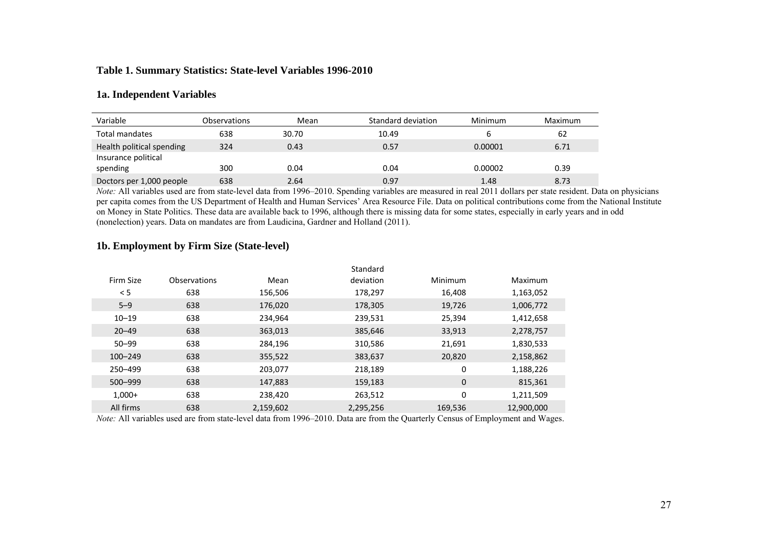### Table 1. Summary Statistics: State-level Variables 1996-2010

#### 1a. Independent Variables

| Variable | Observations | Mean | Standard deviation | Minimum | Maximum |
|---|---|---|---|---|---|
| Total mandates | 638 | 30.70 | 10.49 | 6 | 62 |
| Health political spending | 324 | 0.43 | 0.57 | 0.00001 | 6.71 |
| Insurance political spending | 300 | 0.04 | 0.04 | 0.00002 | 0.39 |
| Doctors per 1,000 people | 638 | 2.64 | 0.97 | 1.48 | 8.73 |

*Note:* All variables used are from state-level data from 1996–2010. Spending variables are measured in real 2011 dollars per state resident. Data on physicians per capita comes from the US Department of Health and Human Services' Area Resource File. Data on political contributions come from the National Institute on Money in State Politics. These data are available back to 1996, although there is missing data for some states, especially in early years and in odd (nonelection) years. Data on mandates are from Laudicina, Gardner and Holland (2011).

#### 1b. Employment by Firm Size (State-level)

| Firm Size | Observations | Mean | Standard deviation | Minimum | Maximum |
|---|---|---|---|---|---|
| < 5 | 638 | 156,506 | 178,297 | 16,408 | 1,163,052 |
| 5–9 | 638 | 176,020 | 178,305 | 19,726 | 1,006,772 |
| 10–19 | 638 | 234,964 | 239,531 | 25,394 | 1,412,658 |
| 20–49 | 638 | 363,013 | 385,646 | 33,913 | 2,278,757 |
| 50–99 | 638 | 284,196 | 310,586 | 21,691 | 1,830,533 |
| 100–249 | 638 | 355,522 | 383,637 | 20,820 | 2,158,862 |
| 250–499 | 638 | 203,077 | 218,189 | 0 | 1,188,226 |
| 500–999 | 638 | 147,883 | 159,183 | 0 | 815,361 |
| 1,000+ | 638 | 238,420 | 263,512 | 0 | 1,211,509 |
| All firms | 638 | 2,159,602 | 2,295,256 | 169,536 | 12,900,000 |

*Note:* All variables used are from state-level data from 1996–2010. Data are from the Quarterly Census of Employment and Wages.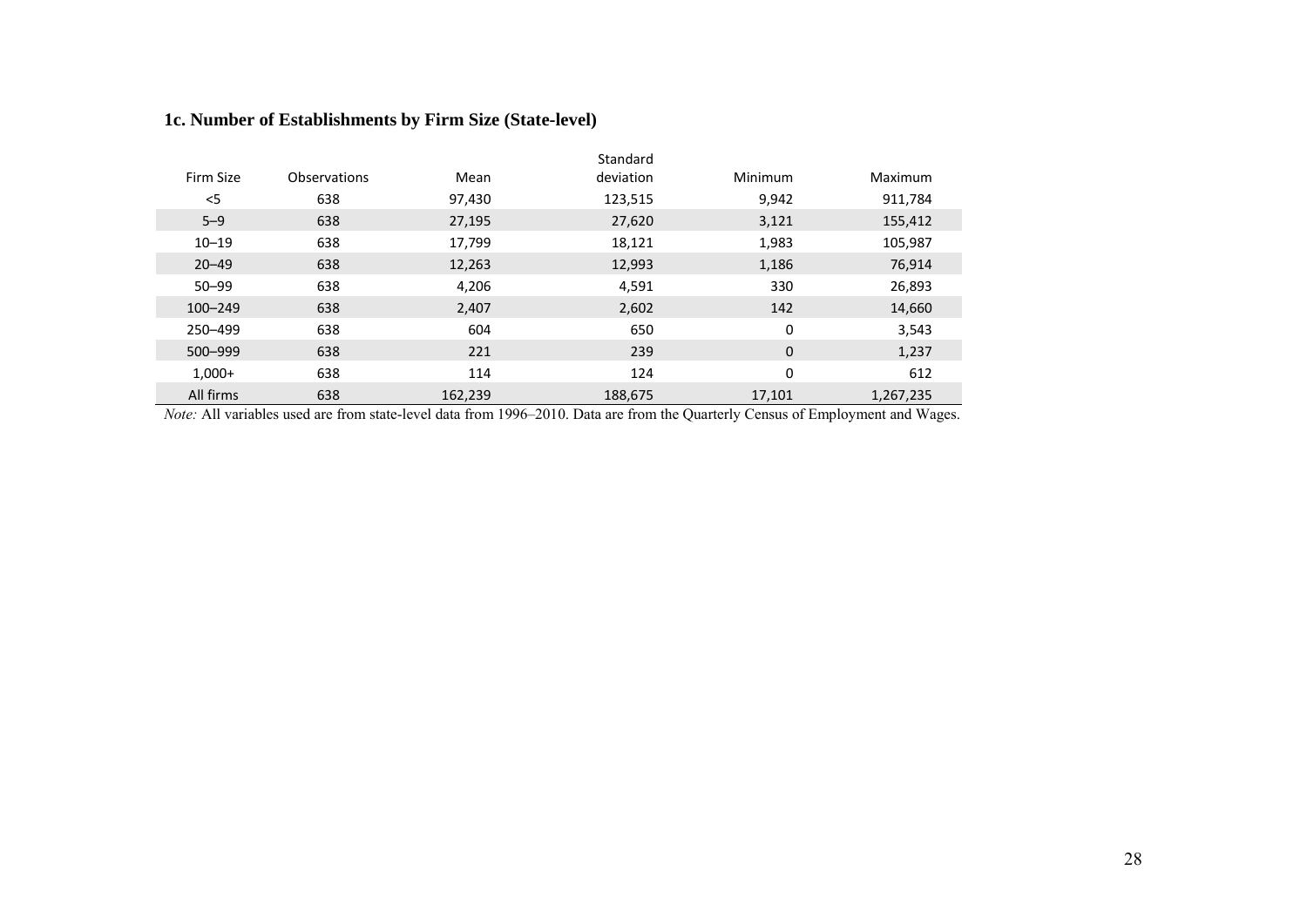### 1c. Number of Establishments by Firm Size (State-level)

| Firm Size | Observations | Mean | Standard deviation | Minimum | Maximum |
|---|---|---|---|---|---|
| <5 | 638 | 97,430 | 123,515 | 9,942 | 911,784 |
| 5–9 | 638 | 27,195 | 27,620 | 3,121 | 155,412 |
| 10–19 | 638 | 17,799 | 18,121 | 1,983 | 105,987 |
| 20–49 | 638 | 12,263 | 12,993 | 1,186 | 76,914 |
| 50–99 | 638 | 4,206 | 4,591 | 330 | 26,893 |
| 100–249 | 638 | 2,407 | 2,602 | 142 | 14,660 |
| 250–499 | 638 | 604 | 650 | 0 | 3,543 |
| 500–999 | 638 | 221 | 239 | 0 | 1,237 |
| 1,000+ | 638 | 114 | 124 | 0 | 612 |
| All firms | 638 | 162,239 | 188,675 | 17,101 | 1,267,235 |

*Note:* All variables used are from state-level data from 1996–2010. Data are from the Quarterly Census of Employment and Wages.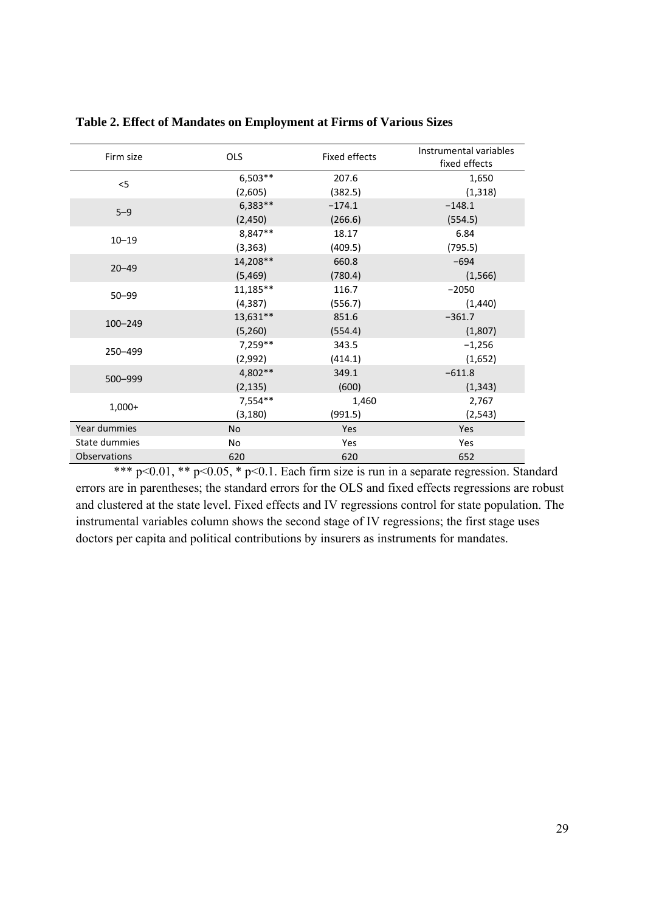**Table 2. Effect of Mandates on Employment at Firms of Various Sizes**

| Firm size | OLS | Fixed effects | Instrumental variables fixed effects |
|---|---|---|---|
| <5 | 6,503** | 207.6 | 1,650 |
| | (2,605) | (382.5) | (1,318) |
| 5–9 | 6,383** | −174.1 | −148.1 |
| | (2,450) | (266.6) | (554.5) |
| 10–19 | 8,847** | 18.17 | 6.84 |
| | (3,363) | (409.5) | (795.5) |
| 20–49 | 14,208** | 660.8 | −694 |
| | (5,469) | (780.4) | (1,566) |
| 50–99 | 11,185** | 116.7 | −2050 |
| | (4,387) | (556.7) | (1,440) |
| 100–249 | 13,631** | 851.6 | −361.7 |
| | (5,260) | (554.4) | (1,807) |
| 250–499 | 7,259** | 343.5 | −1,256 |
| | (2,992) | (414.1) | (1,652) |
| 500–999 | 4,802** | 349.1 | −611.8 |
| | (2,135) | (600) | (1,343) |
| 1,000+ | 7,554** | 1,460 | 2,767 |
| | (3,180) | (991.5) | (2,543) |
| Year dummies | No | Yes | Yes |
| State dummies | No | Yes | Yes |
| Observations | 620 | 620 | 652 |

*** $p<0.01$, ** $p<0.05$, * $p<0.1$. Each firm size is run in a separate regression. Standard errors are in parentheses; the standard errors for the OLS and fixed effects regressions are robust and clustered at the state level. Fixed effects and IV regressions control for state population. The instrumental variables column shows the second stage of IV regressions; the first stage uses doctors per capita and political contributions by insurers as instruments for mandates.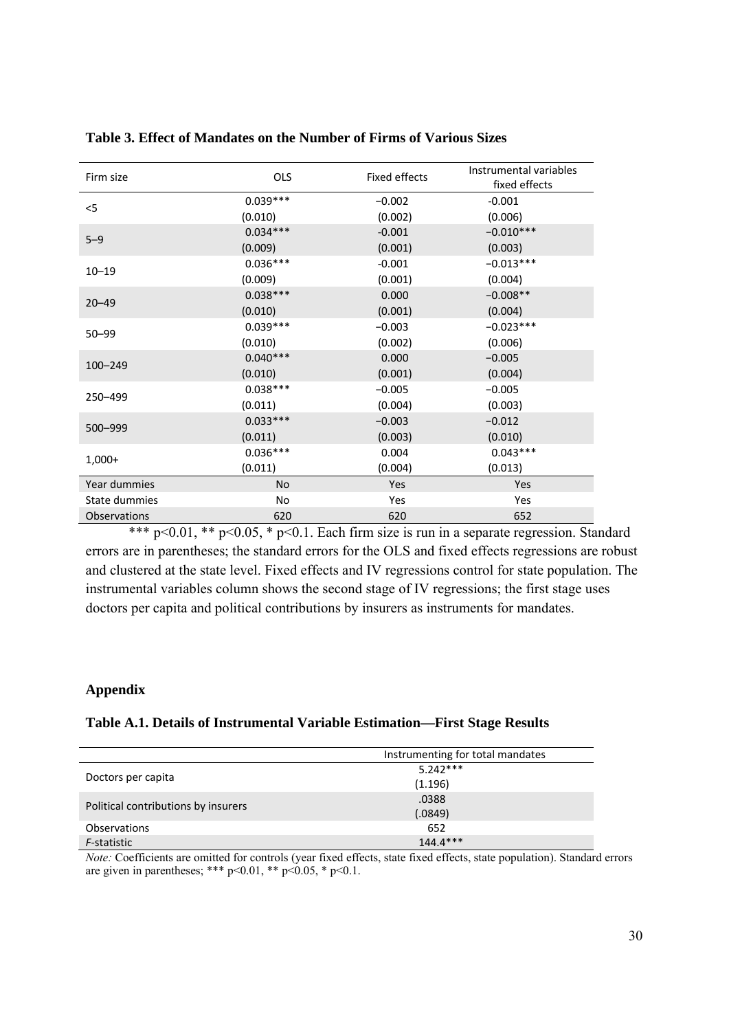**Table 3. Effect of Mandates on the Number of Firms of Various Sizes**

| Firm size | OLS | Fixed effects | Instrumental variables fixed effects |
|---|---|---|---|
| <5 | 0.039*** | −0.002 | -0.001 |
| | (0.010) | (0.002) | (0.006) |
| 5–9 | 0.034*** | -0.001 | −0.010*** |
| | (0.009) | (0.001) | (0.003) |
| 10–19 | 0.036*** | -0.001 | −0.013*** |
| | (0.009) | (0.001) | (0.004) |
| 20–49 | 0.038*** | 0.000 | −0.008** |
| | (0.010) | (0.001) | (0.004) |
| 50–99 | 0.039*** | −0.003 | −0.023*** |
| | (0.010) | (0.002) | (0.006) |
| 100–249 | 0.040*** | 0.000 | −0.005 |
| | (0.010) | (0.001) | (0.004) |
| 250–499 | 0.038*** | −0.005 | −0.005 |
| | (0.011) | (0.004) | (0.003) |
| 500–999 | 0.033*** | −0.003 | −0.012 |
| | (0.011) | (0.003) | (0.010) |
| 1,000+ | 0.036*** | 0.004 | 0.043*** |
| | (0.011) | (0.004) | (0.013) |
| Year dummies | No | Yes | Yes |
| State dummies | No | Yes | Yes |
| Observations | 620 | 620 | 652 |

*** p<0.01, ** p<0.05, * p<0.1. Each firm size is run in a separate regression. Standard errors are in parentheses; the standard errors for the OLS and fixed effects regressions are robust and clustered at the state level. Fixed effects and IV regressions control for state population. The instrumental variables column shows the second stage of IV regressions; the first stage uses doctors per capita and political contributions by insurers as instruments for mandates.

## Appendix

**Table A.1. Details of Instrumental Variable Estimation—First Stage Results**

| | Instrumenting for total mandates |
|---|---|
| Doctors per capita | 5.242*** |
| | (1.196) |
| Political contributions by insurers | .0388 |
| | (.0849) |
| Observations | 652 |
| *F*-statistic | 144.4*** |

*Note:* Coefficients are omitted for controls (year fixed effects, state fixed effects, state population). Standard errors are given in parentheses; *** p<0.01, ** p<0.05, * p<0.1.